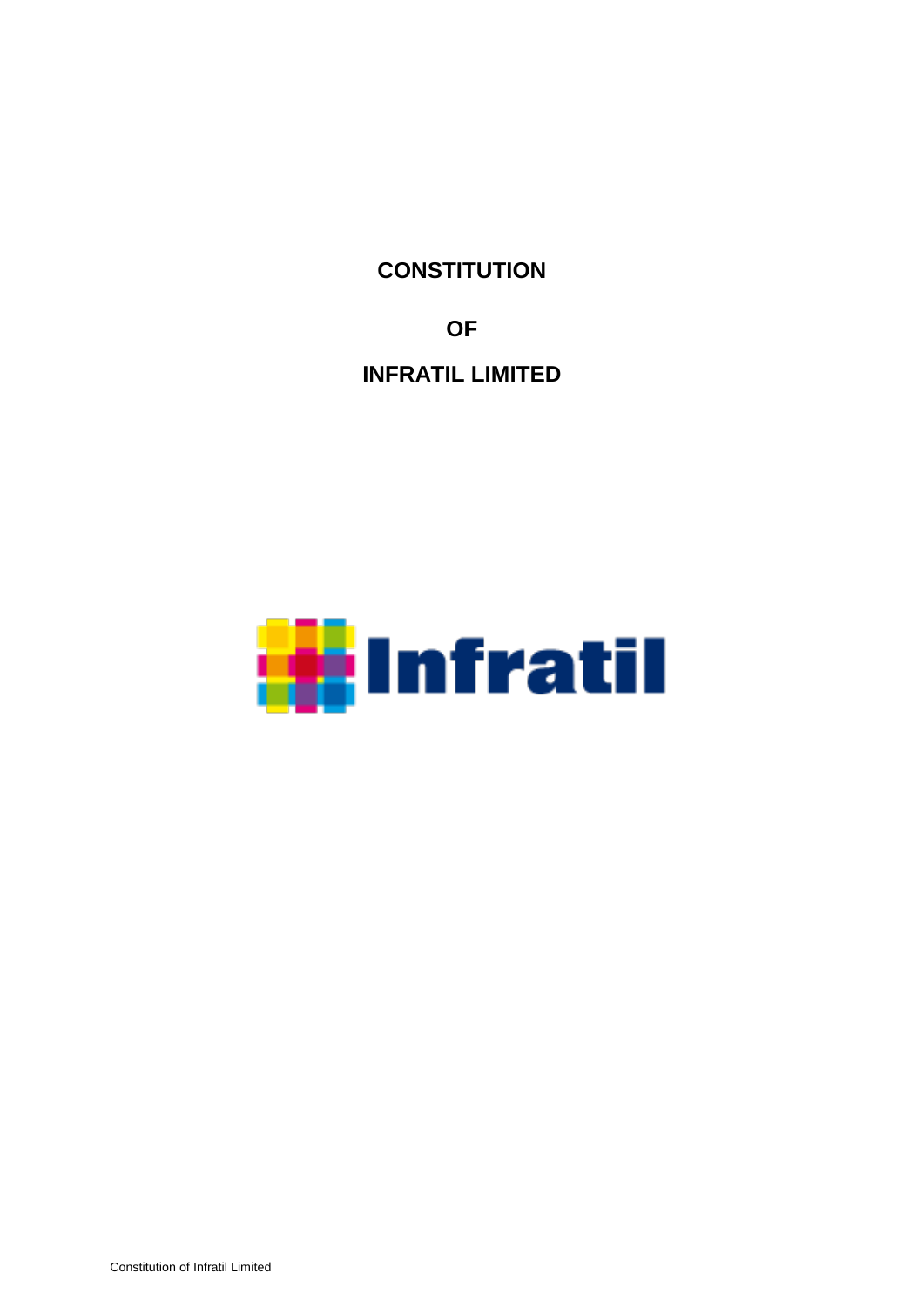# CONSTITUTION

# OF

# INFRATIL LIMITED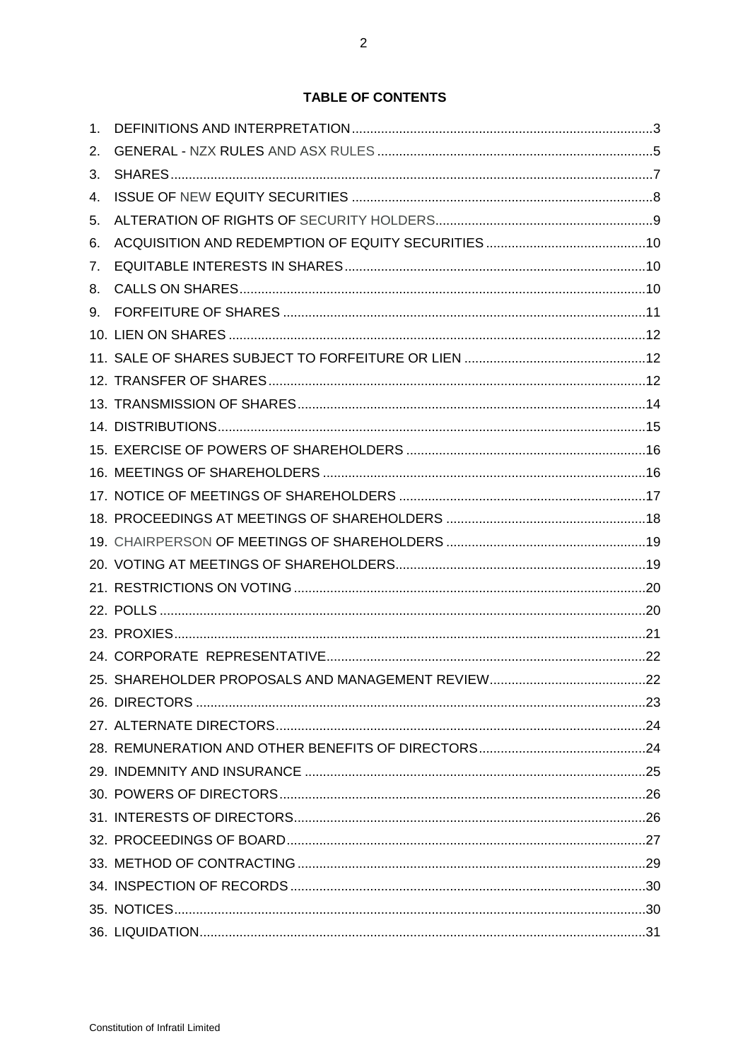## TABLE OF CONTENTS

1. DEFINITIONS AND INTERPRETATION ........ 3
2. GENERAL - NZX RULES AND ASX RULES ........ 5
3. SHARES ........ 7
4. ISSUE OF NEW EQUITY SECURITIES ........ 8
5. ALTERATION OF RIGHTS OF SECURITY HOLDERS ........ 9
6. ACQUISITION AND REDEMPTION OF EQUITY SECURITIES ........ 10
7. EQUITABLE INTERESTS IN SHARES ........ 10
8. CALLS ON SHARES ........ 10
9. FORFEITURE OF SHARES ........ 11
10. LIEN ON SHARES ........ 12
11. SALE OF SHARES SUBJECT TO FORFEITURE OR LIEN ........ 12
12. TRANSFER OF SHARES ........ 12
13. TRANSMISSION OF SHARES ........ 14
14. DISTRIBUTIONS ........ 15
15. EXERCISE OF POWERS OF SHAREHOLDERS ........ 16
16. MEETINGS OF SHAREHOLDERS ........ 16
17. NOTICE OF MEETINGS OF SHAREHOLDERS ........ 17
18. PROCEEDINGS AT MEETINGS OF SHAREHOLDERS ........ 18
19. CHAIRPERSON OF MEETINGS OF SHAREHOLDERS ........ 19
20. VOTING AT MEETINGS OF SHAREHOLDERS ........ 19
21. RESTRICTIONS ON VOTING ........ 20
22. POLLS ........ 20
23. PROXIES ........ 21
24. CORPORATE REPRESENTATIVE ........ 22
25. SHAREHOLDER PROPOSALS AND MANAGEMENT REVIEW ........ 22
26. DIRECTORS ........ 23
27. ALTERNATE DIRECTORS ........ 24
28. REMUNERATION AND OTHER BENEFITS OF DIRECTORS ........ 24
29. INDEMNITY AND INSURANCE ........ 25
30. POWERS OF DIRECTORS ........ 26
31. INTERESTS OF DIRECTORS ........ 26
32. PROCEEDINGS OF BOARD ........ 27
33. METHOD OF CONTRACTING ........ 29
34. INSPECTION OF RECORDS ........ 30
35. NOTICES ........ 30
36. LIQUIDATION ........ 31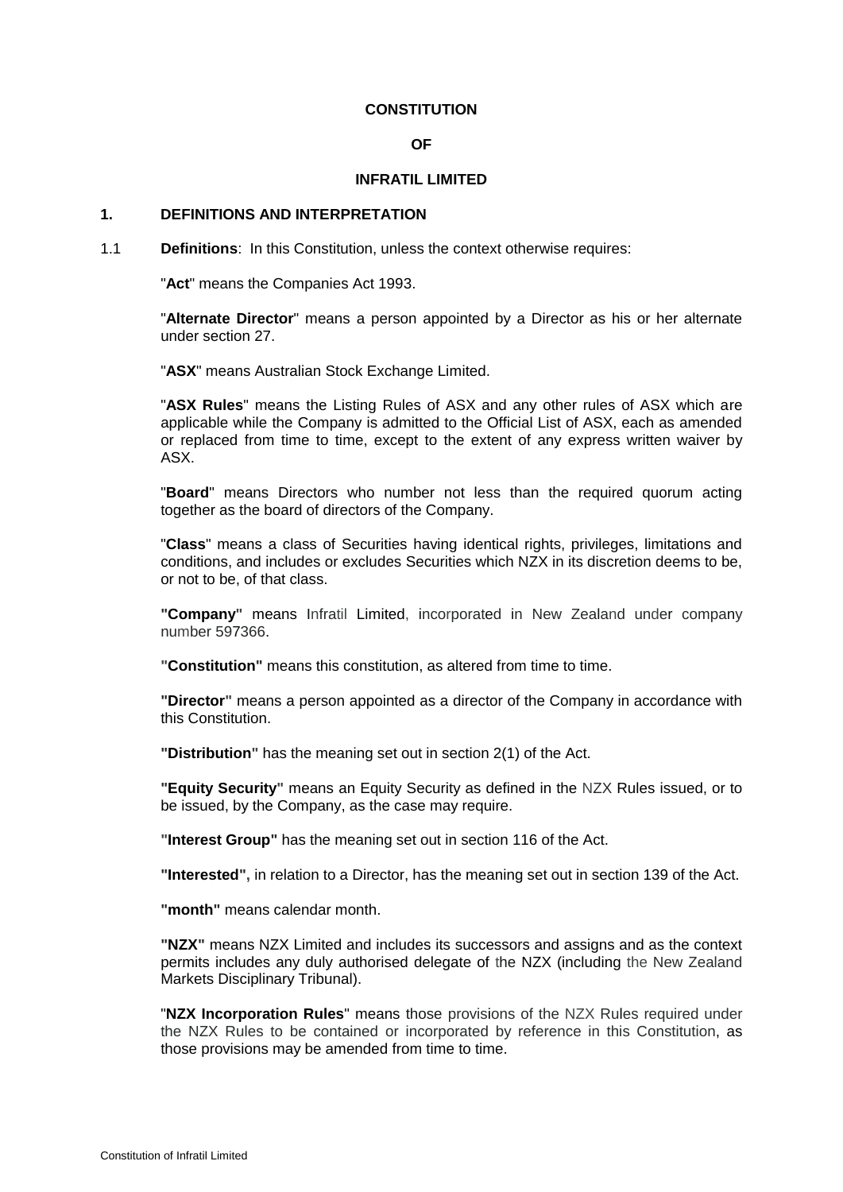**CONSTITUTION**

**OF**

**INFRATIL LIMITED**

## 1. DEFINITIONS AND INTERPRETATION

1.1 **Definitions**: In this Constitution, unless the context otherwise requires:

"**Act**" means the Companies Act 1993.

"**Alternate Director**" means a person appointed by a Director as his or her alternate under section 27.

"**ASX**" means Australian Stock Exchange Limited.

"**ASX Rules**" means the Listing Rules of ASX and any other rules of ASX which are applicable while the Company is admitted to the Official List of ASX, each as amended or replaced from time to time, except to the extent of any express written waiver by ASX.

"**Board**" means Directors who number not less than the required quorum acting together as the board of directors of the Company.

"**Class**" means a class of Securities having identical rights, privileges, limitations and conditions, and includes or excludes Securities which NZX in its discretion deems to be, or not to be, of that class.

**"Company"** means Infratil Limited, incorporated in New Zealand under company number 597366.

**"Constitution"** means this constitution, as altered from time to time.

**"Director"** means a person appointed as a director of the Company in accordance with this Constitution.

**"Distribution"** has the meaning set out in section 2(1) of the Act.

**"Equity Security"** means an Equity Security as defined in the NZX Rules issued, or to be issued, by the Company, as the case may require.

**"Interest Group"** has the meaning set out in section 116 of the Act.

**"Interested",** in relation to a Director, has the meaning set out in section 139 of the Act.

**"month"** means calendar month.

**"NZX"** means NZX Limited and includes its successors and assigns and as the context permits includes any duly authorised delegate of the NZX (including the New Zealand Markets Disciplinary Tribunal).

"**NZX Incorporation Rules**" means those provisions of the NZX Rules required under the NZX Rules to be contained or incorporated by reference in this Constitution, as those provisions may be amended from time to time.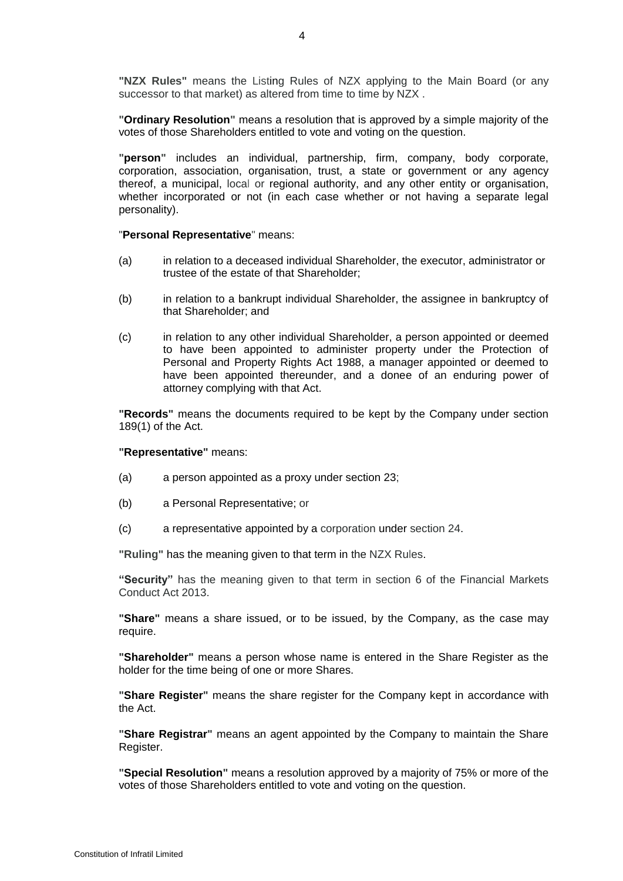**"NZX Rules"** means the Listing Rules of NZX applying to the Main Board (or any successor to that market) as altered from time to time by NZX .

**"Ordinary Resolution"** means a resolution that is approved by a simple majority of the votes of those Shareholders entitled to vote and voting on the question.

**"person"** includes an individual, partnership, firm, company, body corporate, corporation, association, organisation, trust, a state or government or any agency thereof, a municipal, local or regional authority, and any other entity or organisation, whether incorporated or not (in each case whether or not having a separate legal personality).

"**Personal Representative**" means:

(a) in relation to a deceased individual Shareholder, the executor, administrator or trustee of the estate of that Shareholder;

(b) in relation to a bankrupt individual Shareholder, the assignee in bankruptcy of that Shareholder; and

(c) in relation to any other individual Shareholder, a person appointed or deemed to have been appointed to administer property under the Protection of Personal and Property Rights Act 1988, a manager appointed or deemed to have been appointed thereunder, and a donee of an enduring power of attorney complying with that Act.

**"Records"** means the documents required to be kept by the Company under section 189(1) of the Act.

**"Representative"** means:

(a) a person appointed as a proxy under section 23;

(b) a Personal Representative; or

(c) a representative appointed by a corporation under section 24.

**"Ruling"** has the meaning given to that term in the NZX Rules.

**"Security"** has the meaning given to that term in section 6 of the Financial Markets Conduct Act 2013.

**"Share"** means a share issued, or to be issued, by the Company, as the case may require.

**"Shareholder"** means a person whose name is entered in the Share Register as the holder for the time being of one or more Shares.

**"Share Register"** means the share register for the Company kept in accordance with the Act.

**"Share Registrar"** means an agent appointed by the Company to maintain the Share Register.

**"Special Resolution"** means a resolution approved by a majority of 75% or more of the votes of those Shareholders entitled to vote and voting on the question.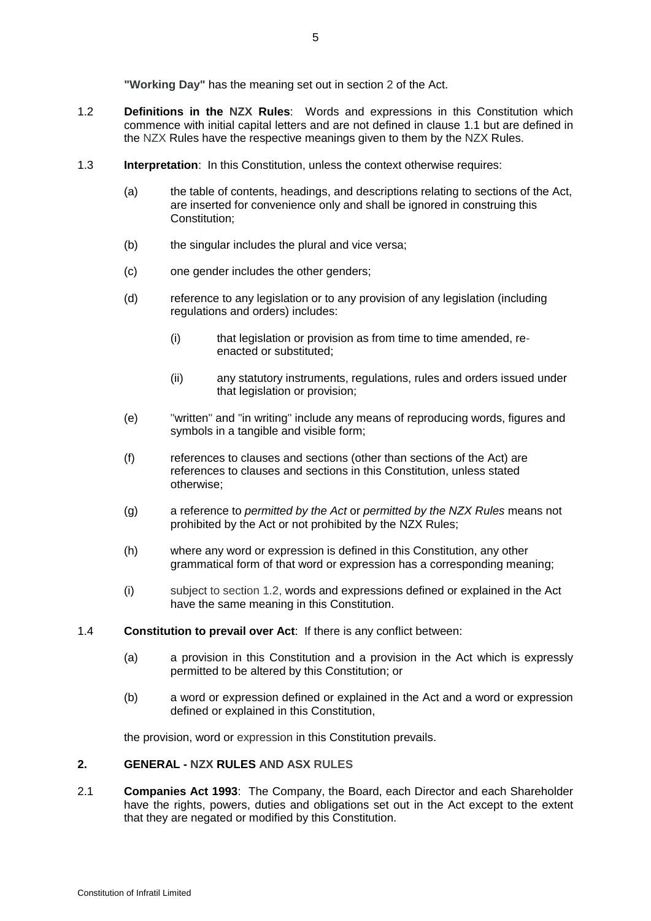**"Working Day"** has the meaning set out in section 2 of the Act.

1.2 **Definitions in the NZX Rules**: Words and expressions in this Constitution which commence with initial capital letters and are not defined in clause 1.1 but are defined in the NZX Rules have the respective meanings given to them by the NZX Rules.

1.3 **Interpretation**: In this Constitution, unless the context otherwise requires:

(a) the table of contents, headings, and descriptions relating to sections of the Act, are inserted for convenience only and shall be ignored in construing this Constitution;

(b) the singular includes the plural and vice versa;

(c) one gender includes the other genders;

(d) reference to any legislation or to any provision of any legislation (including regulations and orders) includes:

(i) that legislation or provision as from time to time amended, re-enacted or substituted;

(ii) any statutory instruments, regulations, rules and orders issued under that legislation or provision;

(e) "written" and "in writing" include any means of reproducing words, figures and symbols in a tangible and visible form;

(f) references to clauses and sections (other than sections of the Act) are references to clauses and sections in this Constitution, unless stated otherwise;

(g) a reference to *permitted by the Act* or *permitted by the NZX Rules* means not prohibited by the Act or not prohibited by the NZX Rules;

(h) where any word or expression is defined in this Constitution, any other grammatical form of that word or expression has a corresponding meaning;

(i) subject to section 1.2, words and expressions defined or explained in the Act have the same meaning in this Constitution.

1.4 **Constitution to prevail over Act**: If there is any conflict between:

(a) a provision in this Constitution and a provision in the Act which is expressly permitted to be altered by this Constitution; or

(b) a word or expression defined or explained in the Act and a word or expression defined or explained in this Constitution,

the provision, word or expression in this Constitution prevails.

## 2. GENERAL - NZX RULES AND ASX RULES

2.1 **Companies Act 1993**: The Company, the Board, each Director and each Shareholder have the rights, powers, duties and obligations set out in the Act except to the extent that they are negated or modified by this Constitution.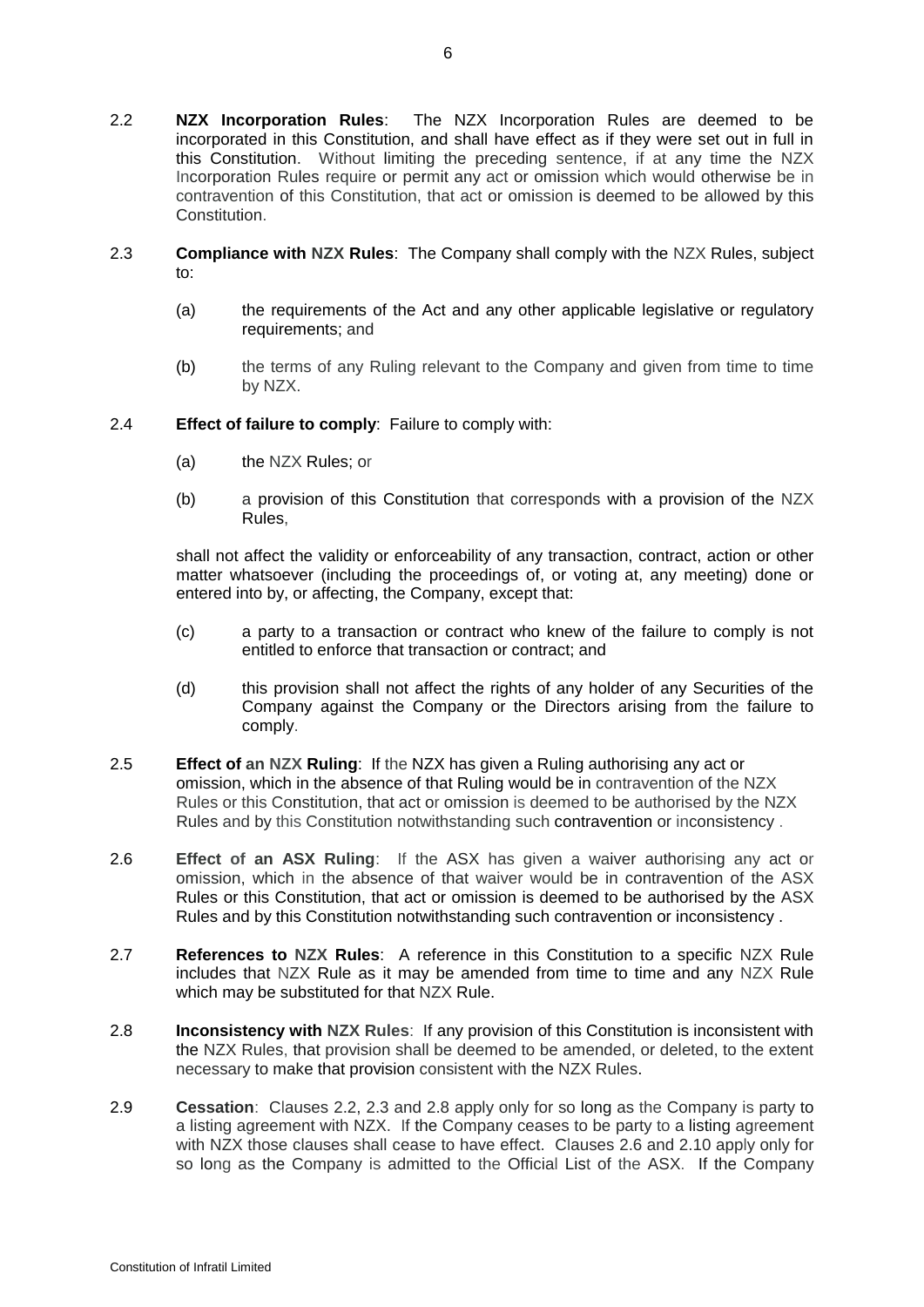2.2 **NZX Incorporation Rules**: The NZX Incorporation Rules are deemed to be incorporated in this Constitution, and shall have effect as if they were set out in full in this Constitution. Without limiting the preceding sentence, if at any time the NZX Incorporation Rules require or permit any act or omission which would otherwise be in contravention of this Constitution, that act or omission is deemed to be allowed by this Constitution.

2.3 **Compliance with NZX Rules**: The Company shall comply with the NZX Rules, subject to:

(a) the requirements of the Act and any other applicable legislative or regulatory requirements; and

(b) the terms of any Ruling relevant to the Company and given from time to time by NZX.

2.4 **Effect of failure to comply**: Failure to comply with:

(a) the NZX Rules; or

(b) a provision of this Constitution that corresponds with a provision of the NZX Rules,

shall not affect the validity or enforceability of any transaction, contract, action or other matter whatsoever (including the proceedings of, or voting at, any meeting) done or entered into by, or affecting, the Company, except that:

(c) a party to a transaction or contract who knew of the failure to comply is not entitled to enforce that transaction or contract; and

(d) this provision shall not affect the rights of any holder of any Securities of the Company against the Company or the Directors arising from the failure to comply.

2.5 **Effect of an NZX Ruling**: If the NZX has given a Ruling authorising any act or omission, which in the absence of that Ruling would be in contravention of the NZX Rules or this Constitution, that act or omission is deemed to be authorised by the NZX Rules and by this Constitution notwithstanding such contravention or inconsistency .

2.6 **Effect of an ASX Ruling**: If the ASX has given a waiver authorising any act or omission, which in the absence of that waiver would be in contravention of the ASX Rules or this Constitution, that act or omission is deemed to be authorised by the ASX Rules and by this Constitution notwithstanding such contravention or inconsistency .

2.7 **References to NZX Rules**: A reference in this Constitution to a specific NZX Rule includes that NZX Rule as it may be amended from time to time and any NZX Rule which may be substituted for that NZX Rule.

2.8 **Inconsistency with NZX Rules**: If any provision of this Constitution is inconsistent with the NZX Rules, that provision shall be deemed to be amended, or deleted, to the extent necessary to make that provision consistent with the NZX Rules.

2.9 **Cessation**: Clauses 2.2, 2.3 and 2.8 apply only for so long as the Company is party to a listing agreement with NZX. If the Company ceases to be party to a listing agreement with NZX those clauses shall cease to have effect. Clauses 2.6 and 2.10 apply only for so long as the Company is admitted to the Official List of the ASX. If the Company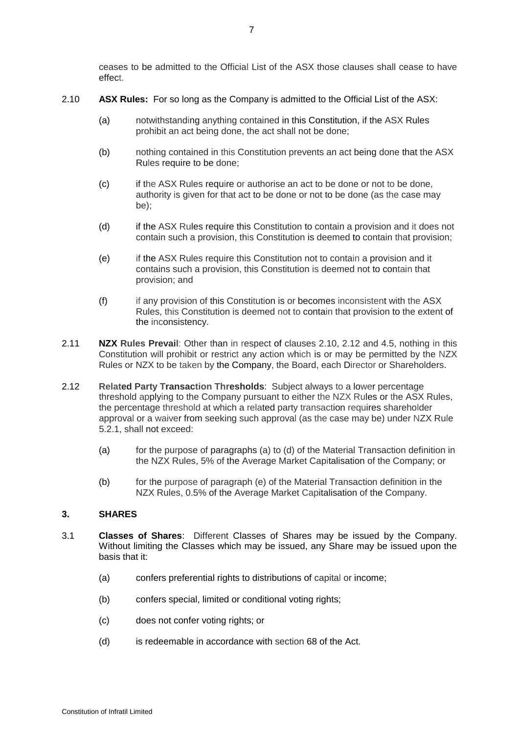ceases to be admitted to the Official List of the ASX those clauses shall cease to have effect.

2.10 **ASX Rules:** For so long as the Company is admitted to the Official List of the ASX:

(a) notwithstanding anything contained in this Constitution, if the ASX Rules prohibit an act being done, the act shall not be done;

(b) nothing contained in this Constitution prevents an act being done that the ASX Rules require to be done;

(c) if the ASX Rules require or authorise an act to be done or not to be done, authority is given for that act to be done or not to be done (as the case may be);

(d) if the ASX Rules require this Constitution to contain a provision and it does not contain such a provision, this Constitution is deemed to contain that provision;

(e) if the ASX Rules require this Constitution not to contain a provision and it contains such a provision, this Constitution is deemed not to contain that provision; and

(f) if any provision of this Constitution is or becomes inconsistent with the ASX Rules, this Constitution is deemed not to contain that provision to the extent of the inconsistency.

2.11 **NZX Rules Prevail**: Other than in respect of clauses 2.10, 2.12 and 4.5, nothing in this Constitution will prohibit or restrict any action which is or may be permitted by the NZX Rules or NZX to be taken by the Company, the Board, each Director or Shareholders.

2.12 **Related Party Transaction Thresholds**: Subject always to a lower percentage threshold applying to the Company pursuant to either the NZX Rules or the ASX Rules, the percentage threshold at which a related party transaction requires shareholder approval or a waiver from seeking such approval (as the case may be) under NZX Rule 5.2.1, shall not exceed:

(a) for the purpose of paragraphs (a) to (d) of the Material Transaction definition in the NZX Rules, 5% of the Average Market Capitalisation of the Company; or

(b) for the purpose of paragraph (e) of the Material Transaction definition in the NZX Rules, 0.5% of the Average Market Capitalisation of the Company.

## 3. SHARES

3.1 **Classes of Shares**: Different Classes of Shares may be issued by the Company. Without limiting the Classes which may be issued, any Share may be issued upon the basis that it:

(a) confers preferential rights to distributions of capital or income;

(b) confers special, limited or conditional voting rights;

(c) does not confer voting rights; or

(d) is redeemable in accordance with section 68 of the Act.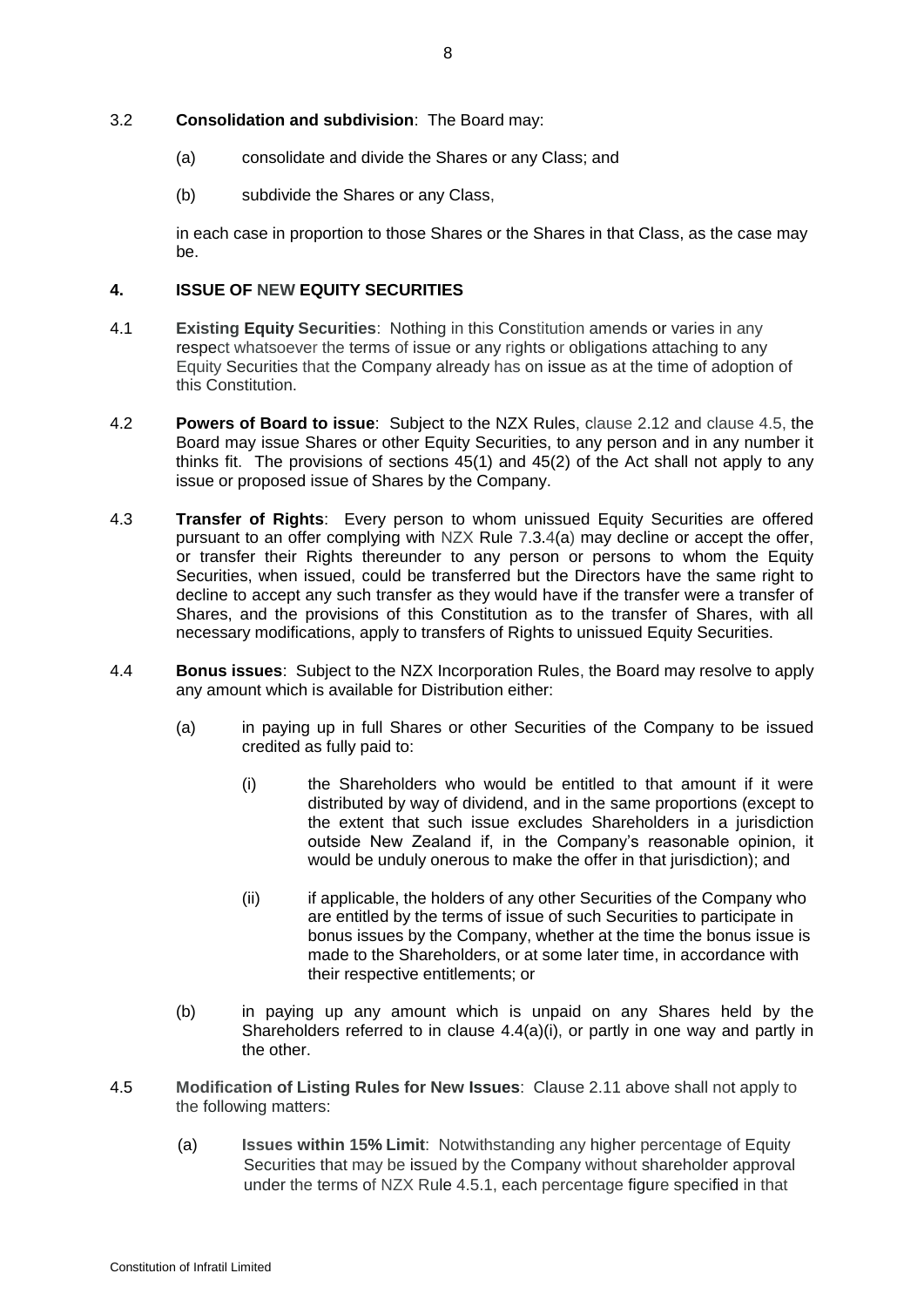3.2 **Consolidation and subdivision**: The Board may:

(a) consolidate and divide the Shares or any Class; and

(b) subdivide the Shares or any Class,

in each case in proportion to those Shares or the Shares in that Class, as the case may be.

## 4. ISSUE OF NEW EQUITY SECURITIES

4.1 **Existing Equity Securities**: Nothing in this Constitution amends or varies in any respect whatsoever the terms of issue or any rights or obligations attaching to any Equity Securities that the Company already has on issue as at the time of adoption of this Constitution.

4.2 **Powers of Board to issue**: Subject to the NZX Rules, clause 2.12 and clause 4.5, the Board may issue Shares or other Equity Securities, to any person and in any number it thinks fit. The provisions of sections 45(1) and 45(2) of the Act shall not apply to any issue or proposed issue of Shares by the Company.

4.3 **Transfer of Rights**: Every person to whom unissued Equity Securities are offered pursuant to an offer complying with NZX Rule 7.3.4(a) may decline or accept the offer, or transfer their Rights thereunder to any person or persons to whom the Equity Securities, when issued, could be transferred but the Directors have the same right to decline to accept any such transfer as they would have if the transfer were a transfer of Shares, and the provisions of this Constitution as to the transfer of Shares, with all necessary modifications, apply to transfers of Rights to unissued Equity Securities.

4.4 **Bonus issues**: Subject to the NZX Incorporation Rules, the Board may resolve to apply any amount which is available for Distribution either:

(a) in paying up in full Shares or other Securities of the Company to be issued credited as fully paid to:

(i) the Shareholders who would be entitled to that amount if it were distributed by way of dividend, and in the same proportions (except to the extent that such issue excludes Shareholders in a jurisdiction outside New Zealand if, in the Company's reasonable opinion, it would be unduly onerous to make the offer in that jurisdiction); and

(ii) if applicable, the holders of any other Securities of the Company who are entitled by the terms of issue of such Securities to participate in bonus issues by the Company, whether at the time the bonus issue is made to the Shareholders, or at some later time, in accordance with their respective entitlements; or

(b) in paying up any amount which is unpaid on any Shares held by the Shareholders referred to in clause 4.4(a)(i), or partly in one way and partly in the other.

4.5 **Modification of Listing Rules for New Issues**: Clause 2.11 above shall not apply to the following matters:

(a) **Issues within 15% Limit**: Notwithstanding any higher percentage of Equity Securities that may be issued by the Company without shareholder approval under the terms of NZX Rule 4.5.1, each percentage figure specified in that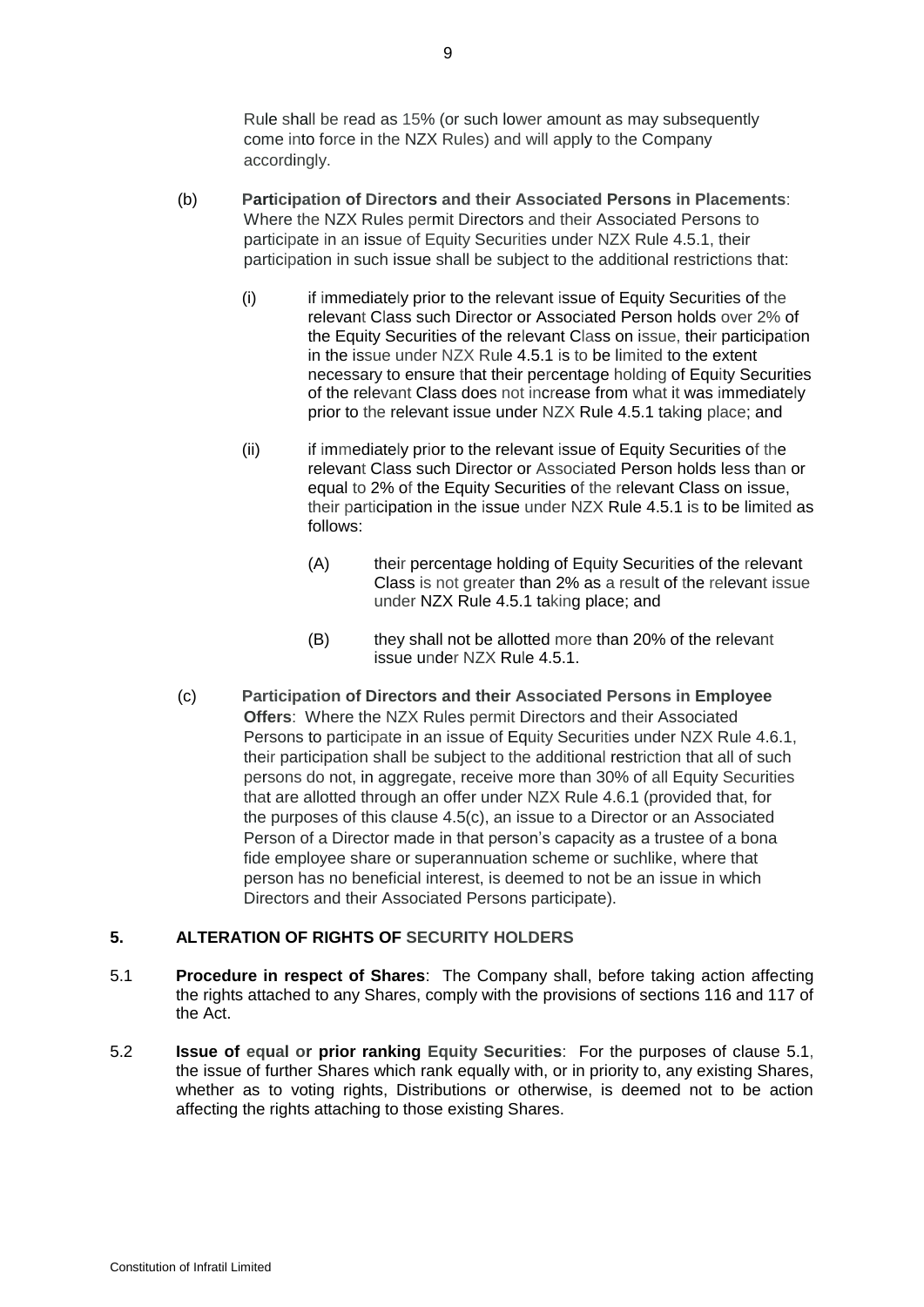Rule shall be read as 15% (or such lower amount as may subsequently come into force in the NZX Rules) and will apply to the Company accordingly.

(b) **Participation of Directors and their Associated Persons in Placements**: Where the NZX Rules permit Directors and their Associated Persons to participate in an issue of Equity Securities under NZX Rule 4.5.1, their participation in such issue shall be subject to the additional restrictions that:

(i) if immediately prior to the relevant issue of Equity Securities of the relevant Class such Director or Associated Person holds over 2% of the Equity Securities of the relevant Class on issue, their participation in the issue under NZX Rule 4.5.1 is to be limited to the extent necessary to ensure that their percentage holding of Equity Securities of the relevant Class does not increase from what it was immediately prior to the relevant issue under NZX Rule 4.5.1 taking place; and

(ii) if immediately prior to the relevant issue of Equity Securities of the relevant Class such Director or Associated Person holds less than or equal to 2% of the Equity Securities of the relevant Class on issue, their participation in the issue under NZX Rule 4.5.1 is to be limited as follows:

(A) their percentage holding of Equity Securities of the relevant Class is not greater than 2% as a result of the relevant issue under NZX Rule 4.5.1 taking place; and

(B) they shall not be allotted more than 20% of the relevant issue under NZX Rule 4.5.1.

(c) **Participation of Directors and their Associated Persons in Employee Offers**: Where the NZX Rules permit Directors and their Associated Persons to participate in an issue of Equity Securities under NZX Rule 4.6.1, their participation shall be subject to the additional restriction that all of such persons do not, in aggregate, receive more than 30% of all Equity Securities that are allotted through an offer under NZX Rule 4.6.1 (provided that, for the purposes of this clause 4.5(c), an issue to a Director or an Associated Person of a Director made in that person's capacity as a trustee of a bona fide employee share or superannuation scheme or suchlike, where that person has no beneficial interest, is deemed to not be an issue in which Directors and their Associated Persons participate).

## 5. ALTERATION OF RIGHTS OF SECURITY HOLDERS

5.1 **Procedure in respect of Shares**: The Company shall, before taking action affecting the rights attached to any Shares, comply with the provisions of sections 116 and 117 of the Act.

5.2 **Issue of equal or prior ranking Equity Securities**: For the purposes of clause 5.1, the issue of further Shares which rank equally with, or in priority to, any existing Shares, whether as to voting rights, Distributions or otherwise, is deemed not to be action affecting the rights attaching to those existing Shares.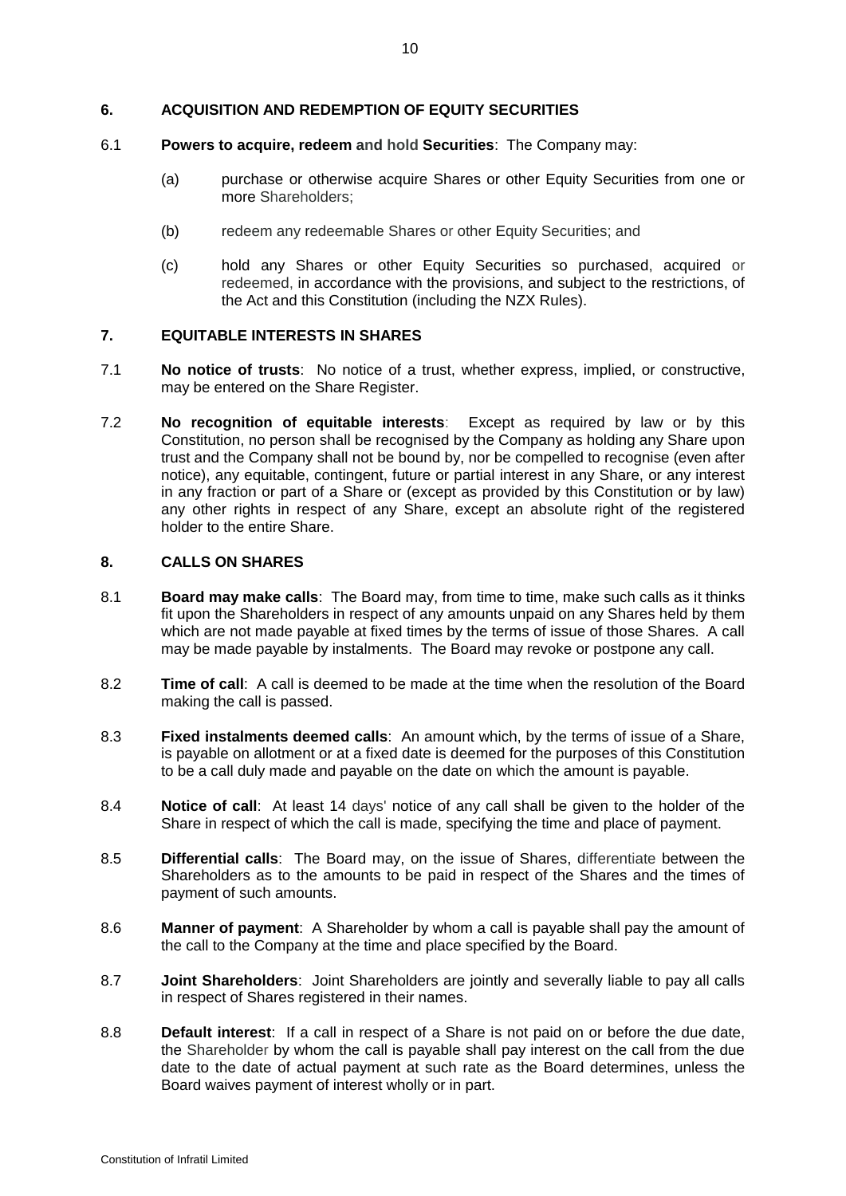## 6. ACQUISITION AND REDEMPTION OF EQUITY SECURITIES

6.1 **Powers to acquire, redeem and hold Securities**: The Company may:

(a) purchase or otherwise acquire Shares or other Equity Securities from one or more Shareholders;

(b) redeem any redeemable Shares or other Equity Securities; and

(c) hold any Shares or other Equity Securities so purchased, acquired or redeemed, in accordance with the provisions, and subject to the restrictions, of the Act and this Constitution (including the NZX Rules).

## 7. EQUITABLE INTERESTS IN SHARES

7.1 **No notice of trusts**: No notice of a trust, whether express, implied, or constructive, may be entered on the Share Register.

7.2 **No recognition of equitable interests**: Except as required by law or by this Constitution, no person shall be recognised by the Company as holding any Share upon trust and the Company shall not be bound by, nor be compelled to recognise (even after notice), any equitable, contingent, future or partial interest in any Share, or any interest in any fraction or part of a Share or (except as provided by this Constitution or by law) any other rights in respect of any Share, except an absolute right of the registered holder to the entire Share.

## 8. CALLS ON SHARES

8.1 **Board may make calls**: The Board may, from time to time, make such calls as it thinks fit upon the Shareholders in respect of any amounts unpaid on any Shares held by them which are not made payable at fixed times by the terms of issue of those Shares. A call may be made payable by instalments. The Board may revoke or postpone any call.

8.2 **Time of call**: A call is deemed to be made at the time when the resolution of the Board making the call is passed.

8.3 **Fixed instalments deemed calls**: An amount which, by the terms of issue of a Share, is payable on allotment or at a fixed date is deemed for the purposes of this Constitution to be a call duly made and payable on the date on which the amount is payable.

8.4 **Notice of call**: At least 14 days' notice of any call shall be given to the holder of the Share in respect of which the call is made, specifying the time and place of payment.

8.5 **Differential calls**: The Board may, on the issue of Shares, differentiate between the Shareholders as to the amounts to be paid in respect of the Shares and the times of payment of such amounts.

8.6 **Manner of payment**: A Shareholder by whom a call is payable shall pay the amount of the call to the Company at the time and place specified by the Board.

8.7 **Joint Shareholders**: Joint Shareholders are jointly and severally liable to pay all calls in respect of Shares registered in their names.

8.8 **Default interest**: If a call in respect of a Share is not paid on or before the due date, the Shareholder by whom the call is payable shall pay interest on the call from the due date to the date of actual payment at such rate as the Board determines, unless the Board waives payment of interest wholly or in part.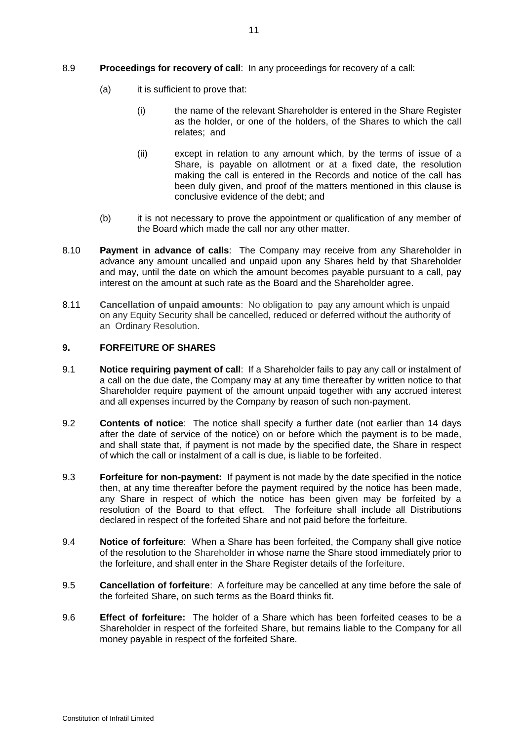8.9 **Proceedings for recovery of call**: In any proceedings for recovery of a call:

(a) it is sufficient to prove that:

(i) the name of the relevant Shareholder is entered in the Share Register as the holder, or one of the holders, of the Shares to which the call relates; and

(ii) except in relation to any amount which, by the terms of issue of a Share, is payable on allotment or at a fixed date, the resolution making the call is entered in the Records and notice of the call has been duly given, and proof of the matters mentioned in this clause is conclusive evidence of the debt; and

(b) it is not necessary to prove the appointment or qualification of any member of the Board which made the call nor any other matter.

8.10 **Payment in advance of calls**: The Company may receive from any Shareholder in advance any amount uncalled and unpaid upon any Shares held by that Shareholder and may, until the date on which the amount becomes payable pursuant to a call, pay interest on the amount at such rate as the Board and the Shareholder agree.

8.11 **Cancellation of unpaid amounts**: No obligation to pay any amount which is unpaid on any Equity Security shall be cancelled, reduced or deferred without the authority of an Ordinary Resolution.

## 9. FORFEITURE OF SHARES

9.1 **Notice requiring payment of call**: If a Shareholder fails to pay any call or instalment of a call on the due date, the Company may at any time thereafter by written notice to that Shareholder require payment of the amount unpaid together with any accrued interest and all expenses incurred by the Company by reason of such non-payment.

9.2 **Contents of notice**: The notice shall specify a further date (not earlier than 14 days after the date of service of the notice) on or before which the payment is to be made, and shall state that, if payment is not made by the specified date, the Share in respect of which the call or instalment of a call is due, is liable to be forfeited.

9.3 **Forfeiture for non-payment:** If payment is not made by the date specified in the notice then, at any time thereafter before the payment required by the notice has been made, any Share in respect of which the notice has been given may be forfeited by a resolution of the Board to that effect. The forfeiture shall include all Distributions declared in respect of the forfeited Share and not paid before the forfeiture.

9.4 **Notice of forfeiture**: When a Share has been forfeited, the Company shall give notice of the resolution to the Shareholder in whose name the Share stood immediately prior to the forfeiture, and shall enter in the Share Register details of the forfeiture.

9.5 **Cancellation of forfeiture**: A forfeiture may be cancelled at any time before the sale of the forfeited Share, on such terms as the Board thinks fit.

9.6 **Effect of forfeiture:** The holder of a Share which has been forfeited ceases to be a Shareholder in respect of the forfeited Share, but remains liable to the Company for all money payable in respect of the forfeited Share.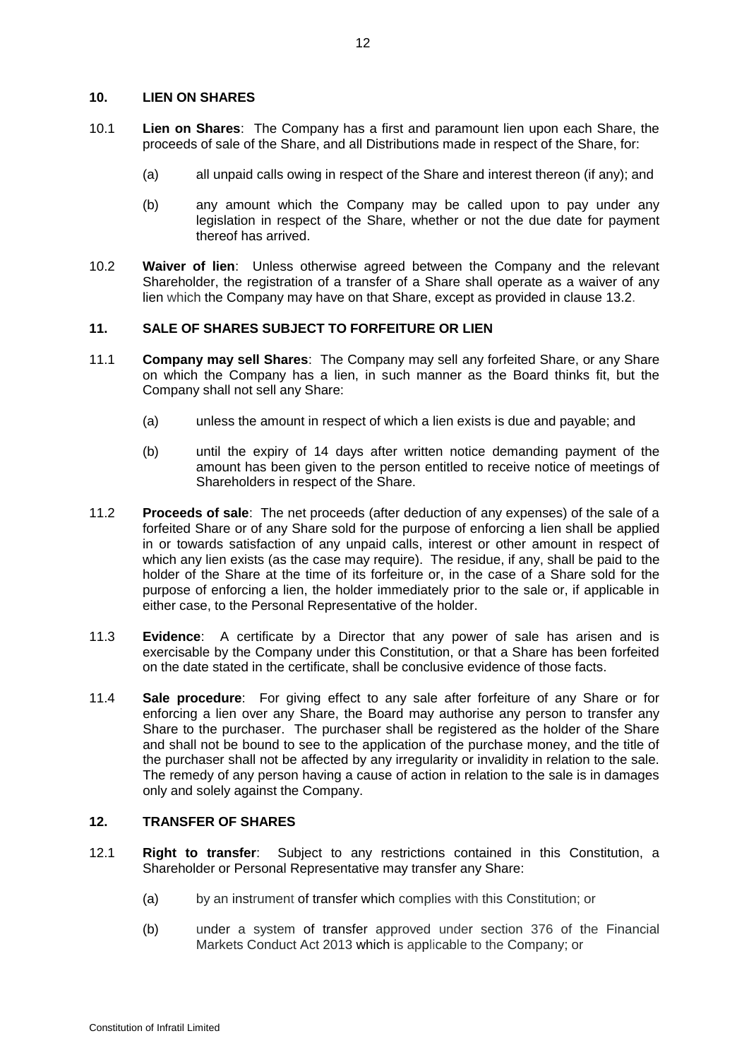## 10. LIEN ON SHARES

10.1 **Lien on Shares**: The Company has a first and paramount lien upon each Share, the proceeds of sale of the Share, and all Distributions made in respect of the Share, for:

(a) all unpaid calls owing in respect of the Share and interest thereon (if any); and

(b) any amount which the Company may be called upon to pay under any legislation in respect of the Share, whether or not the due date for payment thereof has arrived.

10.2 **Waiver of lien**: Unless otherwise agreed between the Company and the relevant Shareholder, the registration of a transfer of a Share shall operate as a waiver of any lien which the Company may have on that Share, except as provided in clause 13.2.

## 11. SALE OF SHARES SUBJECT TO FORFEITURE OR LIEN

11.1 **Company may sell Shares**: The Company may sell any forfeited Share, or any Share on which the Company has a lien, in such manner as the Board thinks fit, but the Company shall not sell any Share:

(a) unless the amount in respect of which a lien exists is due and payable; and

(b) until the expiry of 14 days after written notice demanding payment of the amount has been given to the person entitled to receive notice of meetings of Shareholders in respect of the Share.

11.2 **Proceeds of sale**: The net proceeds (after deduction of any expenses) of the sale of a forfeited Share or of any Share sold for the purpose of enforcing a lien shall be applied in or towards satisfaction of any unpaid calls, interest or other amount in respect of which any lien exists (as the case may require). The residue, if any, shall be paid to the holder of the Share at the time of its forfeiture or, in the case of a Share sold for the purpose of enforcing a lien, the holder immediately prior to the sale or, if applicable in either case, to the Personal Representative of the holder.

11.3 **Evidence**: A certificate by a Director that any power of sale has arisen and is exercisable by the Company under this Constitution, or that a Share has been forfeited on the date stated in the certificate, shall be conclusive evidence of those facts.

11.4 **Sale procedure**: For giving effect to any sale after forfeiture of any Share or for enforcing a lien over any Share, the Board may authorise any person to transfer any Share to the purchaser. The purchaser shall be registered as the holder of the Share and shall not be bound to see to the application of the purchase money, and the title of the purchaser shall not be affected by any irregularity or invalidity in relation to the sale. The remedy of any person having a cause of action in relation to the sale is in damages only and solely against the Company.

## 12. TRANSFER OF SHARES

12.1 **Right to transfer**: Subject to any restrictions contained in this Constitution, a Shareholder or Personal Representative may transfer any Share:

(a) by an instrument of transfer which complies with this Constitution; or

(b) under a system of transfer approved under section 376 of the Financial Markets Conduct Act 2013 which is applicable to the Company; or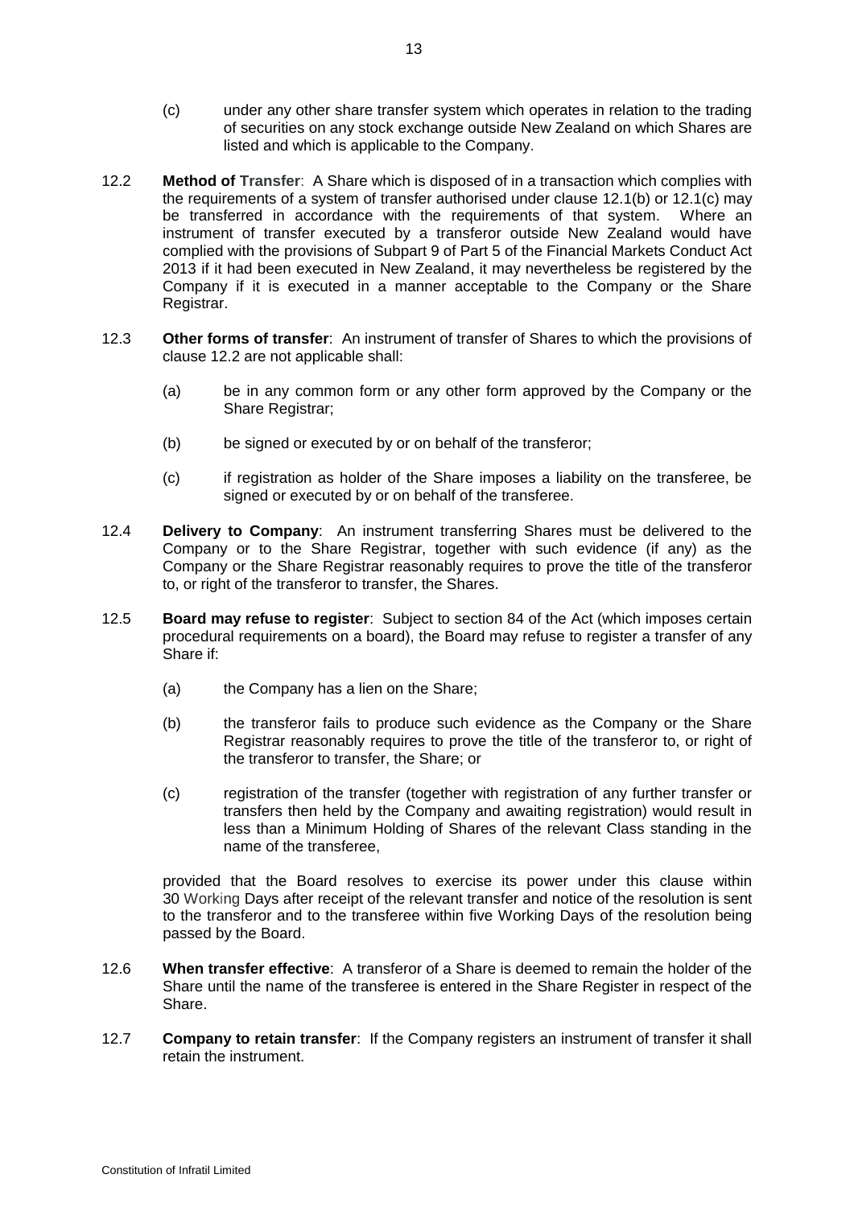(c) under any other share transfer system which operates in relation to the trading of securities on any stock exchange outside New Zealand on which Shares are listed and which is applicable to the Company.

12.2 **Method of Transfer**: A Share which is disposed of in a transaction which complies with the requirements of a system of transfer authorised under clause 12.1(b) or 12.1(c) may be transferred in accordance with the requirements of that system. Where an instrument of transfer executed by a transferor outside New Zealand would have complied with the provisions of Subpart 9 of Part 5 of the Financial Markets Conduct Act 2013 if it had been executed in New Zealand, it may nevertheless be registered by the Company if it is executed in a manner acceptable to the Company or the Share Registrar.

12.3 **Other forms of transfer**: An instrument of transfer of Shares to which the provisions of clause 12.2 are not applicable shall:

(a) be in any common form or any other form approved by the Company or the Share Registrar;

(b) be signed or executed by or on behalf of the transferor;

(c) if registration as holder of the Share imposes a liability on the transferee, be signed or executed by or on behalf of the transferee.

12.4 **Delivery to Company**: An instrument transferring Shares must be delivered to the Company or to the Share Registrar, together with such evidence (if any) as the Company or the Share Registrar reasonably requires to prove the title of the transferor to, or right of the transferor to transfer, the Shares.

12.5 **Board may refuse to register**: Subject to section 84 of the Act (which imposes certain procedural requirements on a board), the Board may refuse to register a transfer of any Share if:

(a) the Company has a lien on the Share;

(b) the transferor fails to produce such evidence as the Company or the Share Registrar reasonably requires to prove the title of the transferor to, or right of the transferor to transfer, the Share; or

(c) registration of the transfer (together with registration of any further transfer or transfers then held by the Company and awaiting registration) would result in less than a Minimum Holding of Shares of the relevant Class standing in the name of the transferee,

provided that the Board resolves to exercise its power under this clause within 30 Working Days after receipt of the relevant transfer and notice of the resolution is sent to the transferor and to the transferee within five Working Days of the resolution being passed by the Board.

12.6 **When transfer effective**: A transferor of a Share is deemed to remain the holder of the Share until the name of the transferee is entered in the Share Register in respect of the Share.

12.7 **Company to retain transfer**: If the Company registers an instrument of transfer it shall retain the instrument.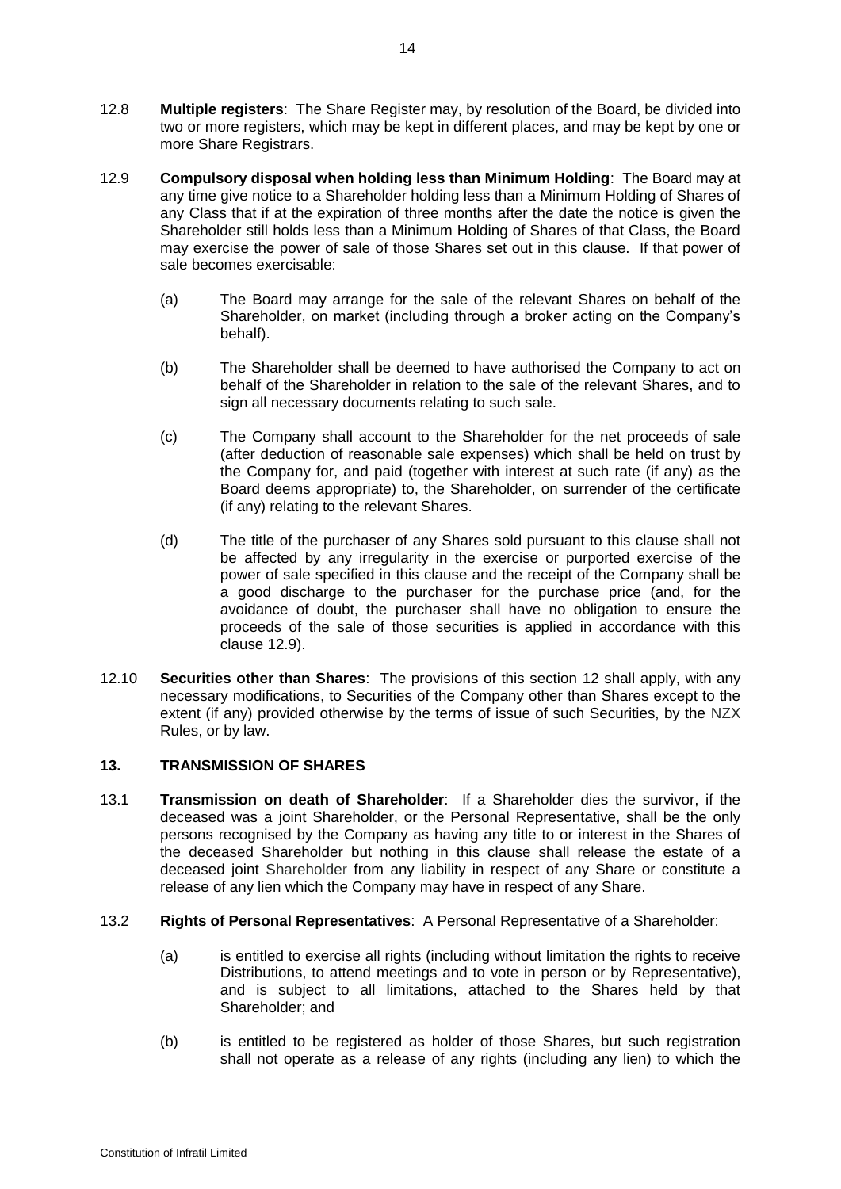12.8 **Multiple registers**: The Share Register may, by resolution of the Board, be divided into two or more registers, which may be kept in different places, and may be kept by one or more Share Registrars.

12.9 **Compulsory disposal when holding less than Minimum Holding**: The Board may at any time give notice to a Shareholder holding less than a Minimum Holding of Shares of any Class that if at the expiration of three months after the date the notice is given the Shareholder still holds less than a Minimum Holding of Shares of that Class, the Board may exercise the power of sale of those Shares set out in this clause. If that power of sale becomes exercisable:

(a) The Board may arrange for the sale of the relevant Shares on behalf of the Shareholder, on market (including through a broker acting on the Company's behalf).

(b) The Shareholder shall be deemed to have authorised the Company to act on behalf of the Shareholder in relation to the sale of the relevant Shares, and to sign all necessary documents relating to such sale.

(c) The Company shall account to the Shareholder for the net proceeds of sale (after deduction of reasonable sale expenses) which shall be held on trust by the Company for, and paid (together with interest at such rate (if any) as the Board deems appropriate) to, the Shareholder, on surrender of the certificate (if any) relating to the relevant Shares.

(d) The title of the purchaser of any Shares sold pursuant to this clause shall not be affected by any irregularity in the exercise or purported exercise of the power of sale specified in this clause and the receipt of the Company shall be a good discharge to the purchaser for the purchase price (and, for the avoidance of doubt, the purchaser shall have no obligation to ensure the proceeds of the sale of those securities is applied in accordance with this clause 12.9).

12.10 **Securities other than Shares**: The provisions of this section 12 shall apply, with any necessary modifications, to Securities of the Company other than Shares except to the extent (if any) provided otherwise by the terms of issue of such Securities, by the NZX Rules, or by law.

## 13. TRANSMISSION OF SHARES

13.1 **Transmission on death of Shareholder**: If a Shareholder dies the survivor, if the deceased was a joint Shareholder, or the Personal Representative, shall be the only persons recognised by the Company as having any title to or interest in the Shares of the deceased Shareholder but nothing in this clause shall release the estate of a deceased joint Shareholder from any liability in respect of any Share or constitute a release of any lien which the Company may have in respect of any Share.

13.2 **Rights of Personal Representatives**: A Personal Representative of a Shareholder:

(a) is entitled to exercise all rights (including without limitation the rights to receive Distributions, to attend meetings and to vote in person or by Representative), and is subject to all limitations, attached to the Shares held by that Shareholder; and

(b) is entitled to be registered as holder of those Shares, but such registration shall not operate as a release of any rights (including any lien) to which the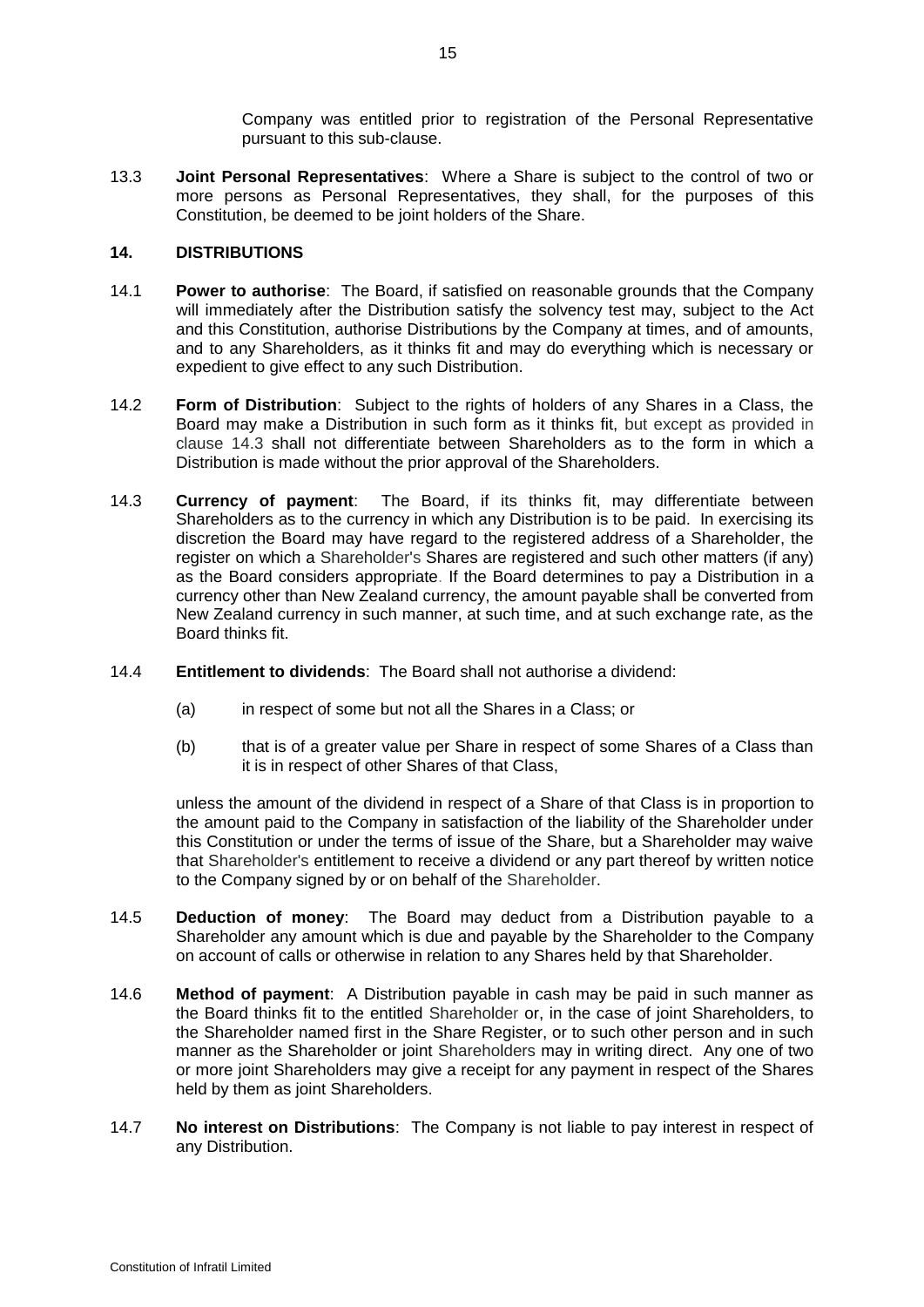Company was entitled prior to registration of the Personal Representative pursuant to this sub-clause.

13.3 **Joint Personal Representatives**: Where a Share is subject to the control of two or more persons as Personal Representatives, they shall, for the purposes of this Constitution, be deemed to be joint holders of the Share.

## 14. DISTRIBUTIONS

14.1 **Power to authorise**: The Board, if satisfied on reasonable grounds that the Company will immediately after the Distribution satisfy the solvency test may, subject to the Act and this Constitution, authorise Distributions by the Company at times, and of amounts, and to any Shareholders, as it thinks fit and may do everything which is necessary or expedient to give effect to any such Distribution.

14.2 **Form of Distribution**: Subject to the rights of holders of any Shares in a Class, the Board may make a Distribution in such form as it thinks fit, but except as provided in clause 14.3 shall not differentiate between Shareholders as to the form in which a Distribution is made without the prior approval of the Shareholders.

14.3 **Currency of payment**: The Board, if its thinks fit, may differentiate between Shareholders as to the currency in which any Distribution is to be paid. In exercising its discretion the Board may have regard to the registered address of a Shareholder, the register on which a Shareholder's Shares are registered and such other matters (if any) as the Board considers appropriate. If the Board determines to pay a Distribution in a currency other than New Zealand currency, the amount payable shall be converted from New Zealand currency in such manner, at such time, and at such exchange rate, as the Board thinks fit.

14.4 **Entitlement to dividends**: The Board shall not authorise a dividend:

(a) in respect of some but not all the Shares in a Class; or

(b) that is of a greater value per Share in respect of some Shares of a Class than it is in respect of other Shares of that Class,

unless the amount of the dividend in respect of a Share of that Class is in proportion to the amount paid to the Company in satisfaction of the liability of the Shareholder under this Constitution or under the terms of issue of the Share, but a Shareholder may waive that Shareholder's entitlement to receive a dividend or any part thereof by written notice to the Company signed by or on behalf of the Shareholder.

14.5 **Deduction of money**: The Board may deduct from a Distribution payable to a Shareholder any amount which is due and payable by the Shareholder to the Company on account of calls or otherwise in relation to any Shares held by that Shareholder.

14.6 **Method of payment**: A Distribution payable in cash may be paid in such manner as the Board thinks fit to the entitled Shareholder or, in the case of joint Shareholders, to the Shareholder named first in the Share Register, or to such other person and in such manner as the Shareholder or joint Shareholders may in writing direct. Any one of two or more joint Shareholders may give a receipt for any payment in respect of the Shares held by them as joint Shareholders.

14.7 **No interest on Distributions**: The Company is not liable to pay interest in respect of any Distribution.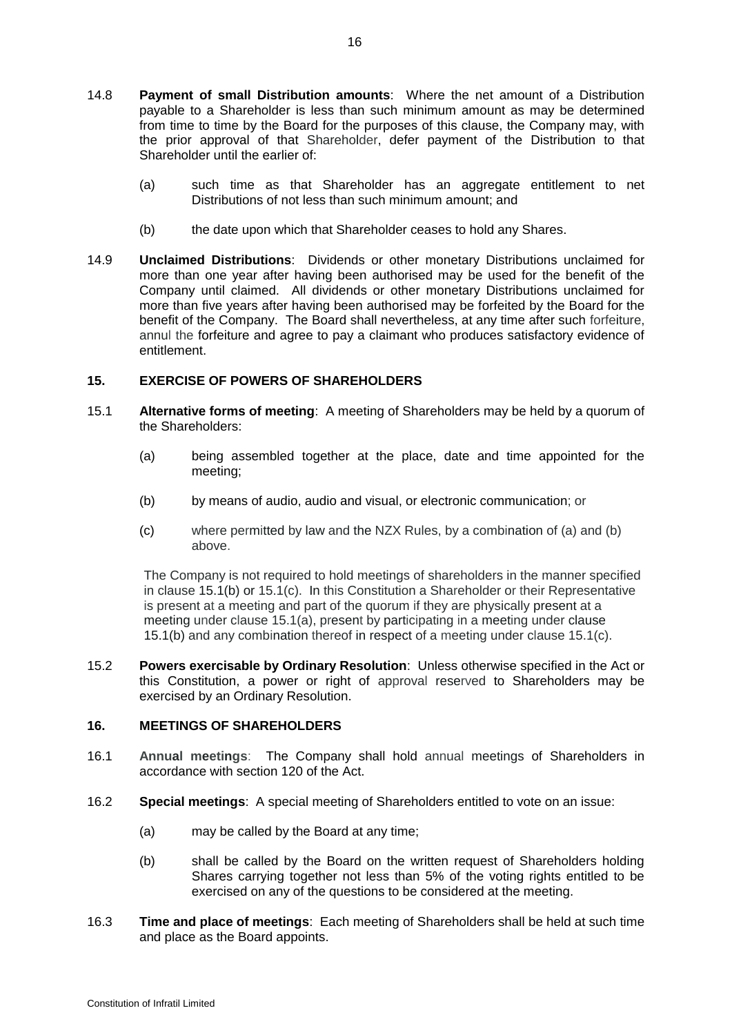14.8 **Payment of small Distribution amounts**: Where the net amount of a Distribution payable to a Shareholder is less than such minimum amount as may be determined from time to time by the Board for the purposes of this clause, the Company may, with the prior approval of that Shareholder, defer payment of the Distribution to that Shareholder until the earlier of:

(a) such time as that Shareholder has an aggregate entitlement to net Distributions of not less than such minimum amount; and

(b) the date upon which that Shareholder ceases to hold any Shares.

14.9 **Unclaimed Distributions**: Dividends or other monetary Distributions unclaimed for more than one year after having been authorised may be used for the benefit of the Company until claimed. All dividends or other monetary Distributions unclaimed for more than five years after having been authorised may be forfeited by the Board for the benefit of the Company. The Board shall nevertheless, at any time after such forfeiture, annul the forfeiture and agree to pay a claimant who produces satisfactory evidence of entitlement.

## 15. EXERCISE OF POWERS OF SHAREHOLDERS

15.1 **Alternative forms of meeting**: A meeting of Shareholders may be held by a quorum of the Shareholders:

(a) being assembled together at the place, date and time appointed for the meeting;

(b) by means of audio, audio and visual, or electronic communication; or

(c) where permitted by law and the NZX Rules, by a combination of (a) and (b) above.

The Company is not required to hold meetings of shareholders in the manner specified in clause 15.1(b) or 15.1(c). In this Constitution a Shareholder or their Representative is present at a meeting and part of the quorum if they are physically present at a meeting under clause 15.1(a), present by participating in a meeting under clause 15.1(b) and any combination thereof in respect of a meeting under clause 15.1(c).

15.2 **Powers exercisable by Ordinary Resolution**: Unless otherwise specified in the Act or this Constitution, a power or right of approval reserved to Shareholders may be exercised by an Ordinary Resolution.

## 16. MEETINGS OF SHAREHOLDERS

16.1 **Annual meetings**: The Company shall hold annual meetings of Shareholders in accordance with section 120 of the Act.

16.2 **Special meetings**: A special meeting of Shareholders entitled to vote on an issue:

(a) may be called by the Board at any time;

(b) shall be called by the Board on the written request of Shareholders holding Shares carrying together not less than 5% of the voting rights entitled to be exercised on any of the questions to be considered at the meeting.

16.3 **Time and place of meetings**: Each meeting of Shareholders shall be held at such time and place as the Board appoints.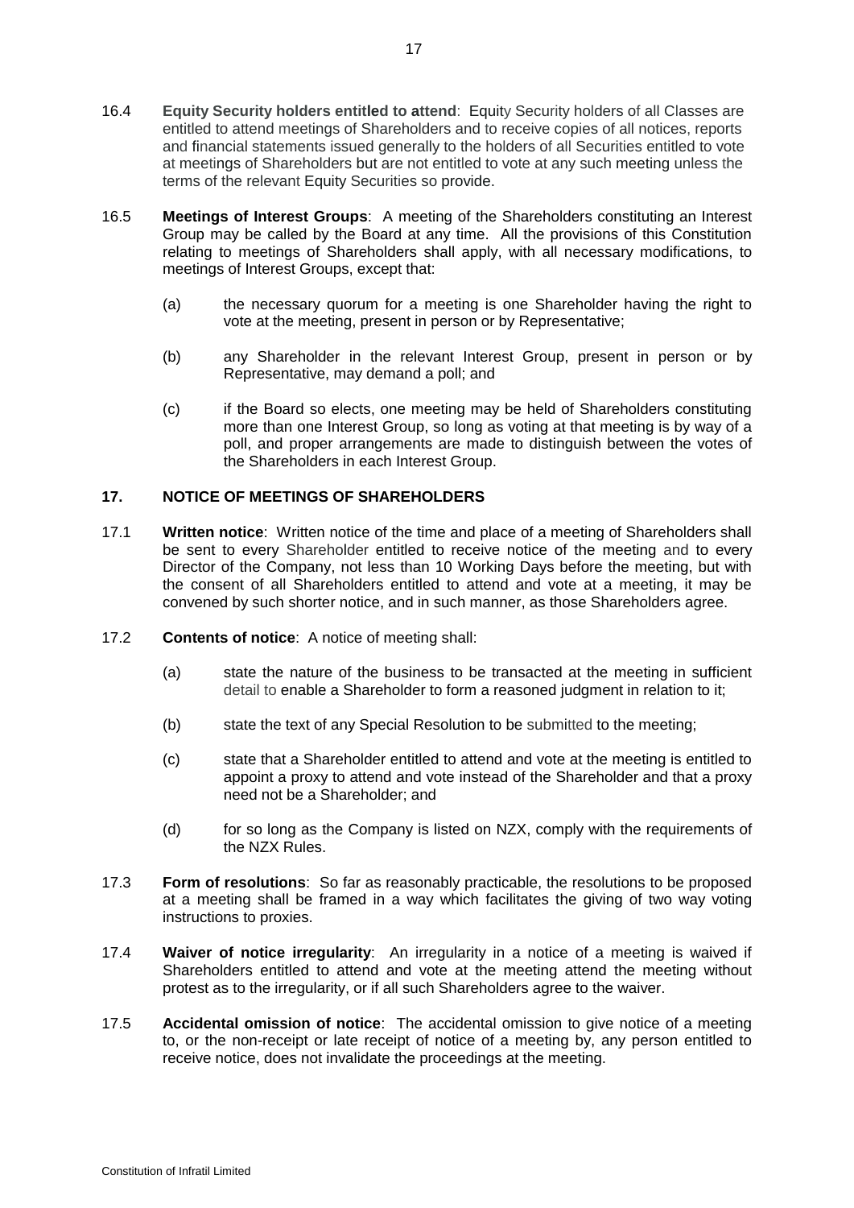16.4 **Equity Security holders entitled to attend**: Equity Security holders of all Classes are entitled to attend meetings of Shareholders and to receive copies of all notices, reports and financial statements issued generally to the holders of all Securities entitled to vote at meetings of Shareholders but are not entitled to vote at any such meeting unless the terms of the relevant Equity Securities so provide.

16.5 **Meetings of Interest Groups**: A meeting of the Shareholders constituting an Interest Group may be called by the Board at any time. All the provisions of this Constitution relating to meetings of Shareholders shall apply, with all necessary modifications, to meetings of Interest Groups, except that:

(a) the necessary quorum for a meeting is one Shareholder having the right to vote at the meeting, present in person or by Representative;

(b) any Shareholder in the relevant Interest Group, present in person or by Representative, may demand a poll; and

(c) if the Board so elects, one meeting may be held of Shareholders constituting more than one Interest Group, so long as voting at that meeting is by way of a poll, and proper arrangements are made to distinguish between the votes of the Shareholders in each Interest Group.

## 17. NOTICE OF MEETINGS OF SHAREHOLDERS

17.1 **Written notice**: Written notice of the time and place of a meeting of Shareholders shall be sent to every Shareholder entitled to receive notice of the meeting and to every Director of the Company, not less than 10 Working Days before the meeting, but with the consent of all Shareholders entitled to attend and vote at a meeting, it may be convened by such shorter notice, and in such manner, as those Shareholders agree.

17.2 **Contents of notice**: A notice of meeting shall:

(a) state the nature of the business to be transacted at the meeting in sufficient detail to enable a Shareholder to form a reasoned judgment in relation to it;

(b) state the text of any Special Resolution to be submitted to the meeting;

(c) state that a Shareholder entitled to attend and vote at the meeting is entitled to appoint a proxy to attend and vote instead of the Shareholder and that a proxy need not be a Shareholder; and

(d) for so long as the Company is listed on NZX, comply with the requirements of the NZX Rules.

17.3 **Form of resolutions**: So far as reasonably practicable, the resolutions to be proposed at a meeting shall be framed in a way which facilitates the giving of two way voting instructions to proxies.

17.4 **Waiver of notice irregularity**: An irregularity in a notice of a meeting is waived if Shareholders entitled to attend and vote at the meeting attend the meeting without protest as to the irregularity, or if all such Shareholders agree to the waiver.

17.5 **Accidental omission of notice**: The accidental omission to give notice of a meeting to, or the non-receipt or late receipt of notice of a meeting by, any person entitled to receive notice, does not invalidate the proceedings at the meeting.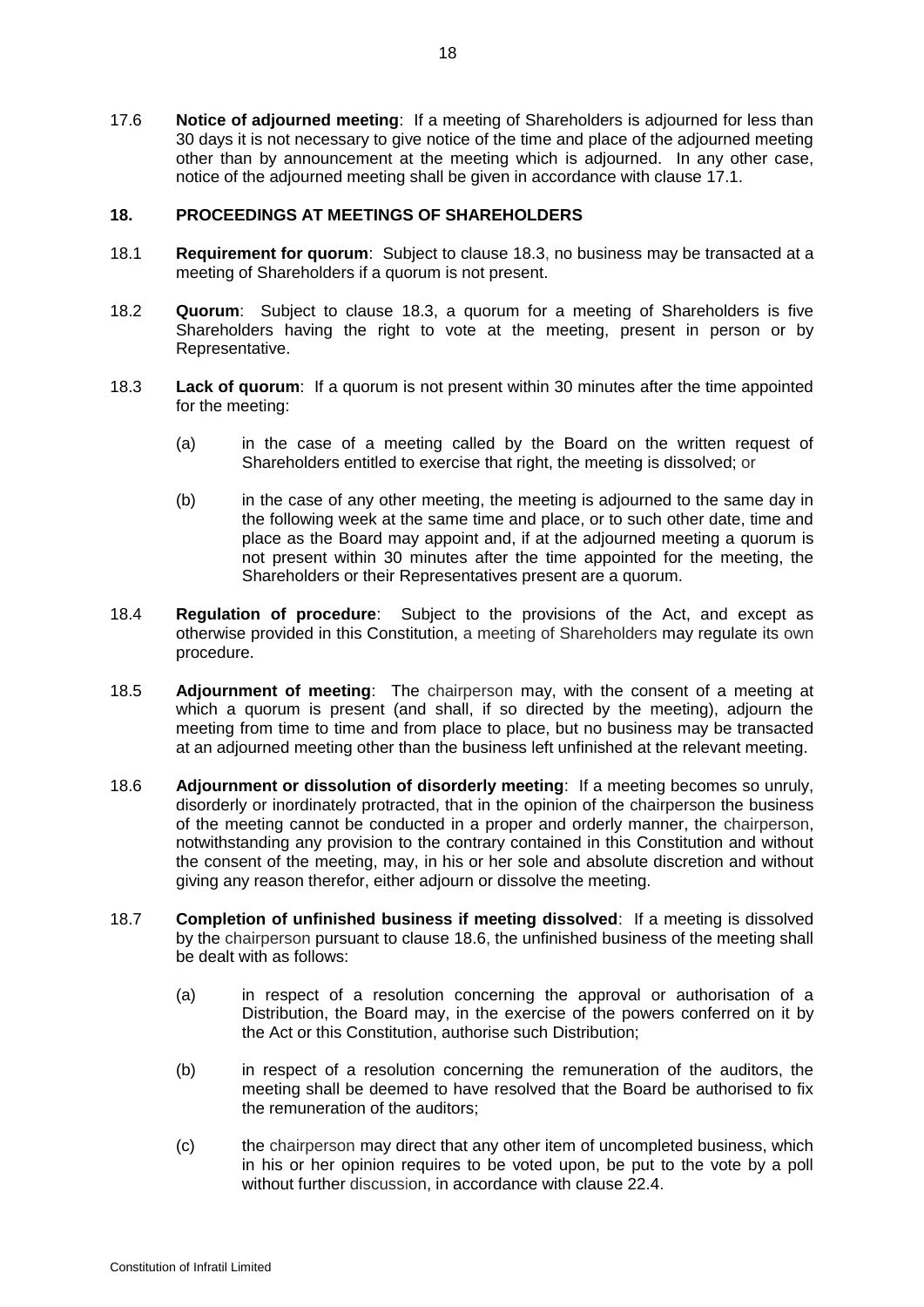17.6 **Notice of adjourned meeting**: If a meeting of Shareholders is adjourned for less than 30 days it is not necessary to give notice of the time and place of the adjourned meeting other than by announcement at the meeting which is adjourned. In any other case, notice of the adjourned meeting shall be given in accordance with clause 17.1.

## 18. PROCEEDINGS AT MEETINGS OF SHAREHOLDERS

18.1 **Requirement for quorum**: Subject to clause 18.3, no business may be transacted at a meeting of Shareholders if a quorum is not present.

18.2 **Quorum**: Subject to clause 18.3, a quorum for a meeting of Shareholders is five Shareholders having the right to vote at the meeting, present in person or by Representative.

18.3 **Lack of quorum**: If a quorum is not present within 30 minutes after the time appointed for the meeting:

(a) in the case of a meeting called by the Board on the written request of Shareholders entitled to exercise that right, the meeting is dissolved; or

(b) in the case of any other meeting, the meeting is adjourned to the same day in the following week at the same time and place, or to such other date, time and place as the Board may appoint and, if at the adjourned meeting a quorum is not present within 30 minutes after the time appointed for the meeting, the Shareholders or their Representatives present are a quorum.

18.4 **Regulation of procedure**: Subject to the provisions of the Act, and except as otherwise provided in this Constitution, a meeting of Shareholders may regulate its own procedure.

18.5 **Adjournment of meeting**: The chairperson may, with the consent of a meeting at which a quorum is present (and shall, if so directed by the meeting), adjourn the meeting from time to time and from place to place, but no business may be transacted at an adjourned meeting other than the business left unfinished at the relevant meeting.

18.6 **Adjournment or dissolution of disorderly meeting**: If a meeting becomes so unruly, disorderly or inordinately protracted, that in the opinion of the chairperson the business of the meeting cannot be conducted in a proper and orderly manner, the chairperson, notwithstanding any provision to the contrary contained in this Constitution and without the consent of the meeting, may, in his or her sole and absolute discretion and without giving any reason therefor, either adjourn or dissolve the meeting.

18.7 **Completion of unfinished business if meeting dissolved**: If a meeting is dissolved by the chairperson pursuant to clause 18.6, the unfinished business of the meeting shall be dealt with as follows:

(a) in respect of a resolution concerning the approval or authorisation of a Distribution, the Board may, in the exercise of the powers conferred on it by the Act or this Constitution, authorise such Distribution;

(b) in respect of a resolution concerning the remuneration of the auditors, the meeting shall be deemed to have resolved that the Board be authorised to fix the remuneration of the auditors;

(c) the chairperson may direct that any other item of uncompleted business, which in his or her opinion requires to be voted upon, be put to the vote by a poll without further discussion, in accordance with clause 22.4.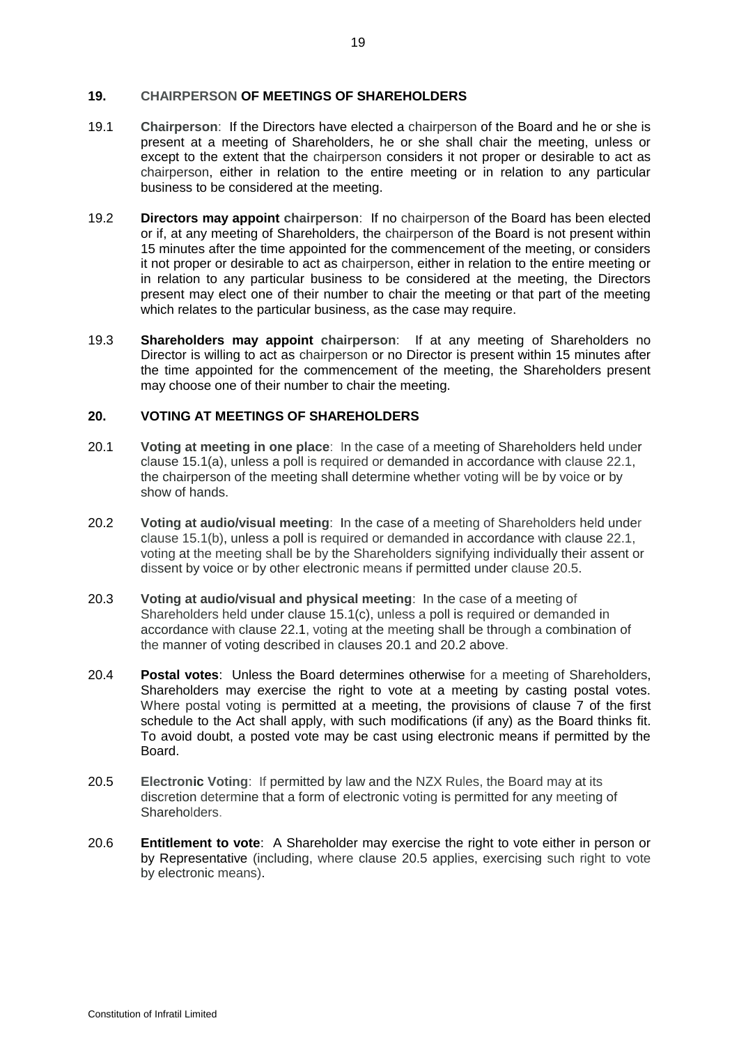## 19. CHAIRPERSON OF MEETINGS OF SHAREHOLDERS

19.1 **Chairperson**: If the Directors have elected a chairperson of the Board and he or she is present at a meeting of Shareholders, he or she shall chair the meeting, unless or except to the extent that the chairperson considers it not proper or desirable to act as chairperson, either in relation to the entire meeting or in relation to any particular business to be considered at the meeting.

19.2 **Directors may appoint chairperson**: If no chairperson of the Board has been elected or if, at any meeting of Shareholders, the chairperson of the Board is not present within 15 minutes after the time appointed for the commencement of the meeting, or considers it not proper or desirable to act as chairperson, either in relation to the entire meeting or in relation to any particular business to be considered at the meeting, the Directors present may elect one of their number to chair the meeting or that part of the meeting which relates to the particular business, as the case may require.

19.3 **Shareholders may appoint chairperson**: If at any meeting of Shareholders no Director is willing to act as chairperson or no Director is present within 15 minutes after the time appointed for the commencement of the meeting, the Shareholders present may choose one of their number to chair the meeting.

## 20. VOTING AT MEETINGS OF SHAREHOLDERS

20.1 **Voting at meeting in one place**: In the case of a meeting of Shareholders held under clause 15.1(a), unless a poll is required or demanded in accordance with clause 22.1, the chairperson of the meeting shall determine whether voting will be by voice or by show of hands.

20.2 **Voting at audio/visual meeting**: In the case of a meeting of Shareholders held under clause 15.1(b), unless a poll is required or demanded in accordance with clause 22.1, voting at the meeting shall be by the Shareholders signifying individually their assent or dissent by voice or by other electronic means if permitted under clause 20.5.

20.3 **Voting at audio/visual and physical meeting**: In the case of a meeting of Shareholders held under clause 15.1(c), unless a poll is required or demanded in accordance with clause 22.1, voting at the meeting shall be through a combination of the manner of voting described in clauses 20.1 and 20.2 above.

20.4 **Postal votes**: Unless the Board determines otherwise for a meeting of Shareholders, Shareholders may exercise the right to vote at a meeting by casting postal votes. Where postal voting is permitted at a meeting, the provisions of clause 7 of the first schedule to the Act shall apply, with such modifications (if any) as the Board thinks fit. To avoid doubt, a posted vote may be cast using electronic means if permitted by the Board.

20.5 **Electronic Voting**: If permitted by law and the NZX Rules, the Board may at its discretion determine that a form of electronic voting is permitted for any meeting of Shareholders.

20.6 **Entitlement to vote**: A Shareholder may exercise the right to vote either in person or by Representative (including, where clause 20.5 applies, exercising such right to vote by electronic means).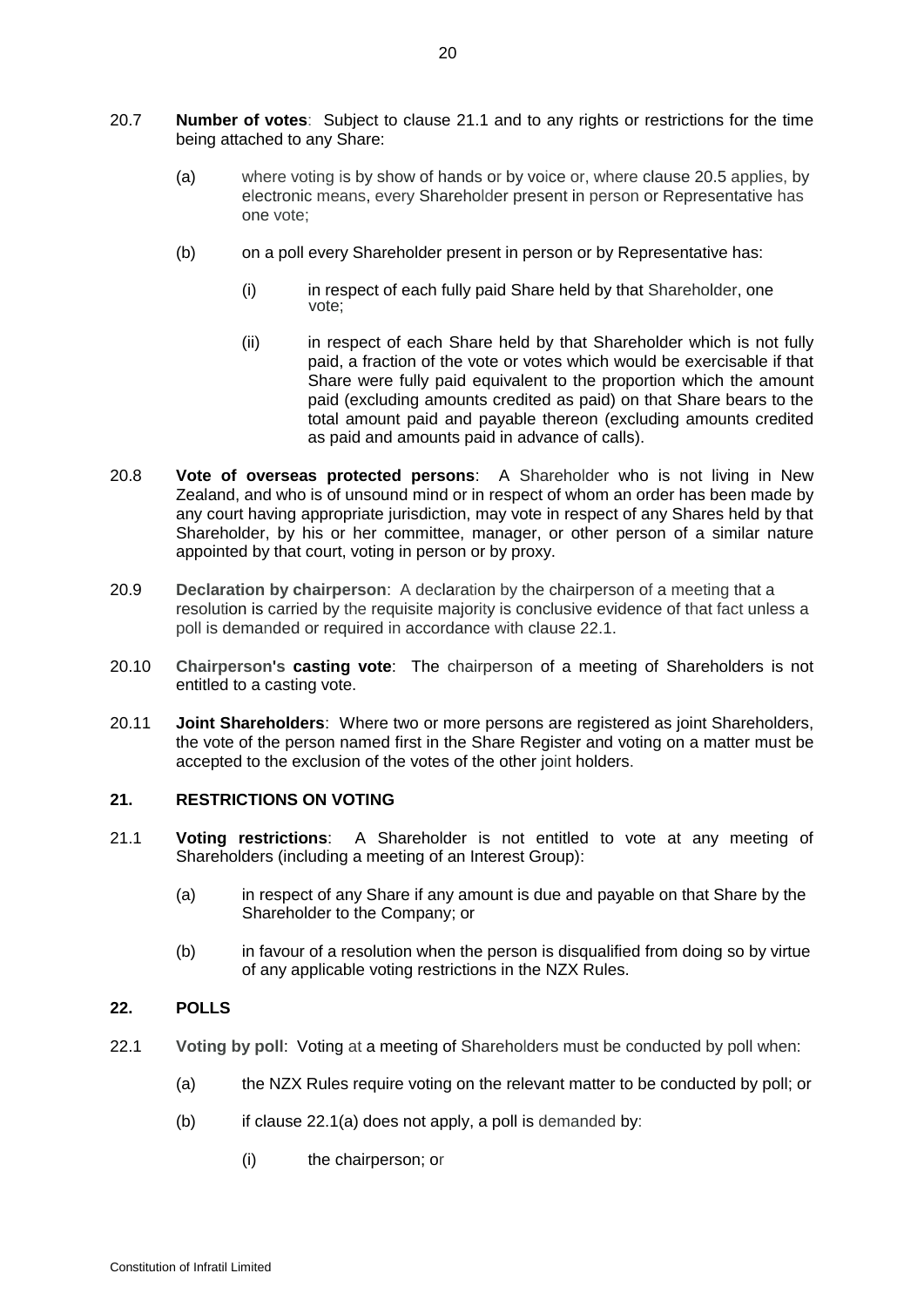20.7 **Number of votes**: Subject to clause 21.1 and to any rights or restrictions for the time being attached to any Share:

(a) where voting is by show of hands or by voice or, where clause 20.5 applies, by electronic means, every Shareholder present in person or Representative has one vote;

(b) on a poll every Shareholder present in person or by Representative has:

(i) in respect of each fully paid Share held by that Shareholder, one vote;

(ii) in respect of each Share held by that Shareholder which is not fully paid, a fraction of the vote or votes which would be exercisable if that Share were fully paid equivalent to the proportion which the amount paid (excluding amounts credited as paid) on that Share bears to the total amount paid and payable thereon (excluding amounts credited as paid and amounts paid in advance of calls).

20.8 **Vote of overseas protected persons**: A Shareholder who is not living in New Zealand, and who is of unsound mind or in respect of whom an order has been made by any court having appropriate jurisdiction, may vote in respect of any Shares held by that Shareholder, by his or her committee, manager, or other person of a similar nature appointed by that court, voting in person or by proxy.

20.9 **Declaration by chairperson**: A declaration by the chairperson of a meeting that a resolution is carried by the requisite majority is conclusive evidence of that fact unless a poll is demanded or required in accordance with clause 22.1.

20.10 **Chairperson's casting vote**: The chairperson of a meeting of Shareholders is not entitled to a casting vote.

20.11 **Joint Shareholders**: Where two or more persons are registered as joint Shareholders, the vote of the person named first in the Share Register and voting on a matter must be accepted to the exclusion of the votes of the other joint holders.

## 21. RESTRICTIONS ON VOTING

21.1 **Voting restrictions**: A Shareholder is not entitled to vote at any meeting of Shareholders (including a meeting of an Interest Group):

(a) in respect of any Share if any amount is due and payable on that Share by the Shareholder to the Company; or

(b) in favour of a resolution when the person is disqualified from doing so by virtue of any applicable voting restrictions in the NZX Rules.

## 22. POLLS

22.1 **Voting by poll**: Voting at a meeting of Shareholders must be conducted by poll when:

(a) the NZX Rules require voting on the relevant matter to be conducted by poll; or

(b) if clause 22.1(a) does not apply, a poll is demanded by:

(i) the chairperson; or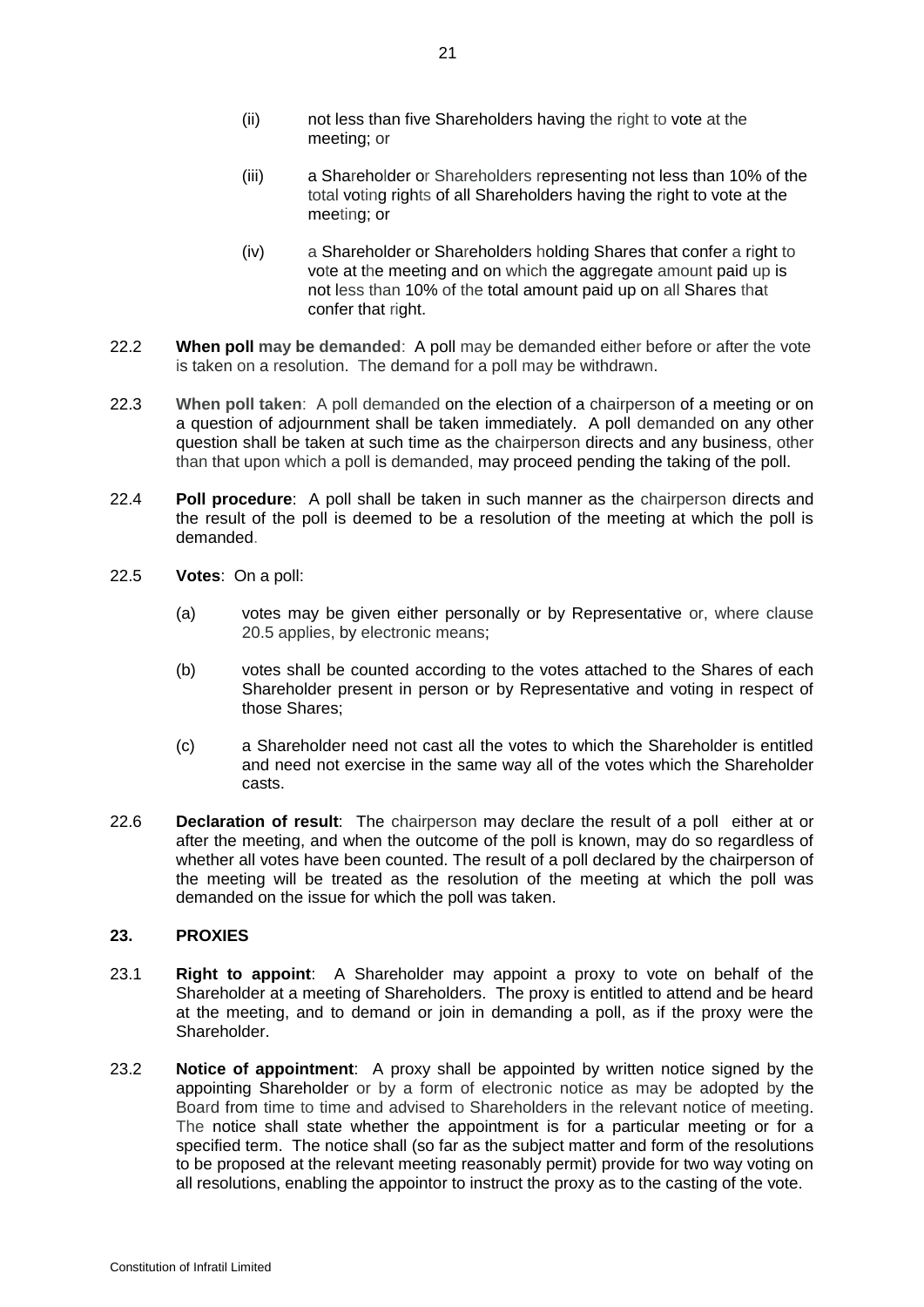(ii) not less than five Shareholders having the right to vote at the meeting; or

(iii) a Shareholder or Shareholders representing not less than 10% of the total voting rights of all Shareholders having the right to vote at the meeting; or

(iv) a Shareholder or Shareholders holding Shares that confer a right to vote at the meeting and on which the aggregate amount paid up is not less than 10% of the total amount paid up on all Shares that confer that right.

22.2 **When poll may be demanded**: A poll may be demanded either before or after the vote is taken on a resolution. The demand for a poll may be withdrawn.

22.3 **When poll taken**: A poll demanded on the election of a chairperson of a meeting or on a question of adjournment shall be taken immediately. A poll demanded on any other question shall be taken at such time as the chairperson directs and any business, other than that upon which a poll is demanded, may proceed pending the taking of the poll.

22.4 **Poll procedure**: A poll shall be taken in such manner as the chairperson directs and the result of the poll is deemed to be a resolution of the meeting at which the poll is demanded.

22.5 **Votes**: On a poll:

(a) votes may be given either personally or by Representative or, where clause 20.5 applies, by electronic means;

(b) votes shall be counted according to the votes attached to the Shares of each Shareholder present in person or by Representative and voting in respect of those Shares;

(c) a Shareholder need not cast all the votes to which the Shareholder is entitled and need not exercise in the same way all of the votes which the Shareholder casts.

22.6 **Declaration of result**: The chairperson may declare the result of a poll either at or after the meeting, and when the outcome of the poll is known, may do so regardless of whether all votes have been counted. The result of a poll declared by the chairperson of the meeting will be treated as the resolution of the meeting at which the poll was demanded on the issue for which the poll was taken.

## 23. PROXIES

23.1 **Right to appoint**: A Shareholder may appoint a proxy to vote on behalf of the Shareholder at a meeting of Shareholders. The proxy is entitled to attend and be heard at the meeting, and to demand or join in demanding a poll, as if the proxy were the Shareholder.

23.2 **Notice of appointment**: A proxy shall be appointed by written notice signed by the appointing Shareholder or by a form of electronic notice as may be adopted by the Board from time to time and advised to Shareholders in the relevant notice of meeting. The notice shall state whether the appointment is for a particular meeting or for a specified term. The notice shall (so far as the subject matter and form of the resolutions to be proposed at the relevant meeting reasonably permit) provide for two way voting on all resolutions, enabling the appointor to instruct the proxy as to the casting of the vote.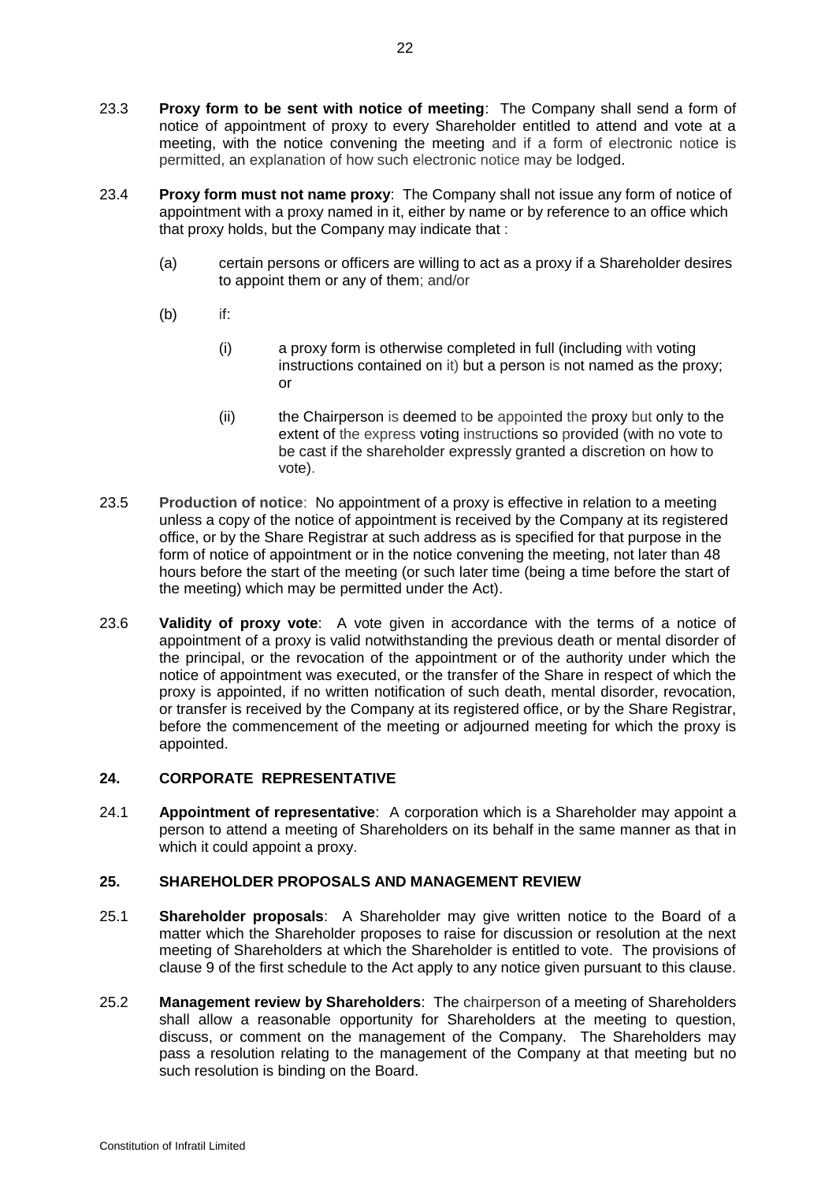23.3 **Proxy form to be sent with notice of meeting**: The Company shall send a form of notice of appointment of proxy to every Shareholder entitled to attend and vote at a meeting, with the notice convening the meeting and if a form of electronic notice is permitted, an explanation of how such electronic notice may be lodged.

23.4 **Proxy form must not name proxy**: The Company shall not issue any form of notice of appointment with a proxy named in it, either by name or by reference to an office which that proxy holds, but the Company may indicate that :

(a) certain persons or officers are willing to act as a proxy if a Shareholder desires to appoint them or any of them; and/or

(b) if:

(i) a proxy form is otherwise completed in full (including with voting instructions contained on it) but a person is not named as the proxy; or

(ii) the Chairperson is deemed to be appointed the proxy but only to the extent of the express voting instructions so provided (with no vote to be cast if the shareholder expressly granted a discretion on how to vote).

23.5 **Production of notice**: No appointment of a proxy is effective in relation to a meeting unless a copy of the notice of appointment is received by the Company at its registered office, or by the Share Registrar at such address as is specified for that purpose in the form of notice of appointment or in the notice convening the meeting, not later than 48 hours before the start of the meeting (or such later time (being a time before the start of the meeting) which may be permitted under the Act).

23.6 **Validity of proxy vote**: A vote given in accordance with the terms of a notice of appointment of a proxy is valid notwithstanding the previous death or mental disorder of the principal, or the revocation of the appointment or of the authority under which the notice of appointment was executed, or the transfer of the Share in respect of which the proxy is appointed, if no written notification of such death, mental disorder, revocation, or transfer is received by the Company at its registered office, or by the Share Registrar, before the commencement of the meeting or adjourned meeting for which the proxy is appointed.

## 24. CORPORATE REPRESENTATIVE

24.1 **Appointment of representative**: A corporation which is a Shareholder may appoint a person to attend a meeting of Shareholders on its behalf in the same manner as that in which it could appoint a proxy.

## 25. SHAREHOLDER PROPOSALS AND MANAGEMENT REVIEW

25.1 **Shareholder proposals**: A Shareholder may give written notice to the Board of a matter which the Shareholder proposes to raise for discussion or resolution at the next meeting of Shareholders at which the Shareholder is entitled to vote. The provisions of clause 9 of the first schedule to the Act apply to any notice given pursuant to this clause.

25.2 **Management review by Shareholders**: The chairperson of a meeting of Shareholders shall allow a reasonable opportunity for Shareholders at the meeting to question, discuss, or comment on the management of the Company. The Shareholders may pass a resolution relating to the management of the Company at that meeting but no such resolution is binding on the Board.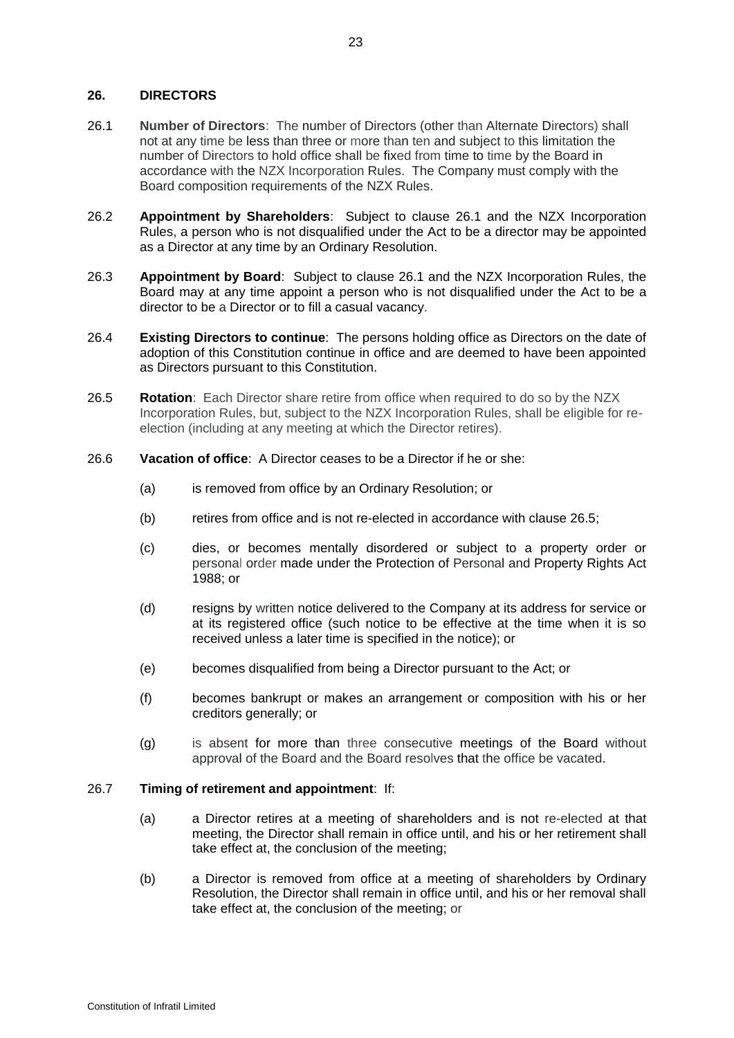## 26. DIRECTORS

26.1 **Number of Directors**: The number of Directors (other than Alternate Directors) shall not at any time be less than three or more than ten and subject to this limitation the number of Directors to hold office shall be fixed from time to time by the Board in accordance with the NZX Incorporation Rules. The Company must comply with the Board composition requirements of the NZX Rules.

26.2 **Appointment by Shareholders**: Subject to clause 26.1 and the NZX Incorporation Rules, a person who is not disqualified under the Act to be a director may be appointed as a Director at any time by an Ordinary Resolution.

26.3 **Appointment by Board**: Subject to clause 26.1 and the NZX Incorporation Rules, the Board may at any time appoint a person who is not disqualified under the Act to be a director to be a Director or to fill a casual vacancy.

26.4 **Existing Directors to continue**: The persons holding office as Directors on the date of adoption of this Constitution continue in office and are deemed to have been appointed as Directors pursuant to this Constitution.

26.5 **Rotation**: Each Director share retire from office when required to do so by the NZX Incorporation Rules, but, subject to the NZX Incorporation Rules, shall be eligible for re-election (including at any meeting at which the Director retires).

26.6 **Vacation of office**: A Director ceases to be a Director if he or she:

(a) is removed from office by an Ordinary Resolution; or

(b) retires from office and is not re-elected in accordance with clause 26.5;

(c) dies, or becomes mentally disordered or subject to a property order or personal order made under the Protection of Personal and Property Rights Act 1988; or

(d) resigns by written notice delivered to the Company at its address for service or at its registered office (such notice to be effective at the time when it is so received unless a later time is specified in the notice); or

(e) becomes disqualified from being a Director pursuant to the Act; or

(f) becomes bankrupt or makes an arrangement or composition with his or her creditors generally; or

(g) is absent for more than three consecutive meetings of the Board without approval of the Board and the Board resolves that the office be vacated.

26.7 **Timing of retirement and appointment**: If:

(a) a Director retires at a meeting of shareholders and is not re-elected at that meeting, the Director shall remain in office until, and his or her retirement shall take effect at, the conclusion of the meeting;

(b) a Director is removed from office at a meeting of shareholders by Ordinary Resolution, the Director shall remain in office until, and his or her removal shall take effect at, the conclusion of the meeting; or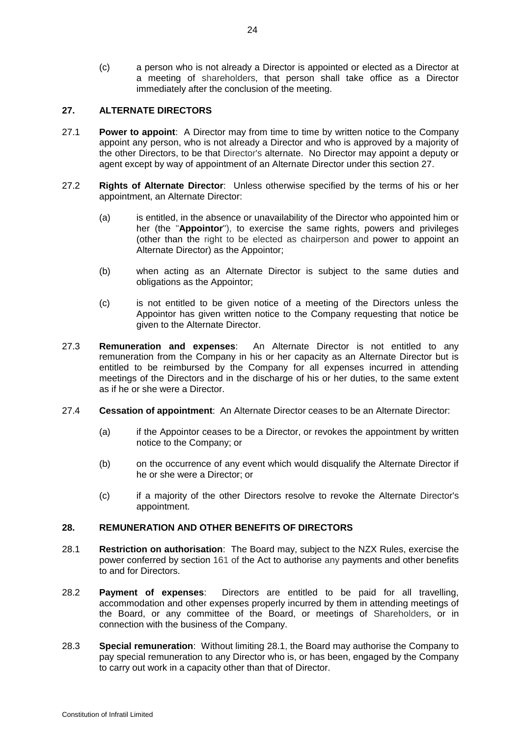(c) a person who is not already a Director is appointed or elected as a Director at a meeting of shareholders, that person shall take office as a Director immediately after the conclusion of the meeting.

## 27. ALTERNATE DIRECTORS

27.1 **Power to appoint**: A Director may from time to time by written notice to the Company appoint any person, who is not already a Director and who is approved by a majority of the other Directors, to be that Director's alternate. No Director may appoint a deputy or agent except by way of appointment of an Alternate Director under this section 27.

27.2 **Rights of Alternate Director**: Unless otherwise specified by the terms of his or her appointment, an Alternate Director:

(a) is entitled, in the absence or unavailability of the Director who appointed him or her (the "**Appointor**"), to exercise the same rights, powers and privileges (other than the right to be elected as chairperson and power to appoint an Alternate Director) as the Appointor;

(b) when acting as an Alternate Director is subject to the same duties and obligations as the Appointor;

(c) is not entitled to be given notice of a meeting of the Directors unless the Appointor has given written notice to the Company requesting that notice be given to the Alternate Director.

27.3 **Remuneration and expenses**: An Alternate Director is not entitled to any remuneration from the Company in his or her capacity as an Alternate Director but is entitled to be reimbursed by the Company for all expenses incurred in attending meetings of the Directors and in the discharge of his or her duties, to the same extent as if he or she were a Director.

27.4 **Cessation of appointment**: An Alternate Director ceases to be an Alternate Director:

(a) if the Appointor ceases to be a Director, or revokes the appointment by written notice to the Company; or

(b) on the occurrence of any event which would disqualify the Alternate Director if he or she were a Director; or

(c) if a majority of the other Directors resolve to revoke the Alternate Director's appointment.

## 28. REMUNERATION AND OTHER BENEFITS OF DIRECTORS

28.1 **Restriction on authorisation**: The Board may, subject to the NZX Rules, exercise the power conferred by section 161 of the Act to authorise any payments and other benefits to and for Directors.

28.2 **Payment of expenses**: Directors are entitled to be paid for all travelling, accommodation and other expenses properly incurred by them in attending meetings of the Board, or any committee of the Board, or meetings of Shareholders, or in connection with the business of the Company.

28.3 **Special remuneration**: Without limiting 28.1, the Board may authorise the Company to pay special remuneration to any Director who is, or has been, engaged by the Company to carry out work in a capacity other than that of Director.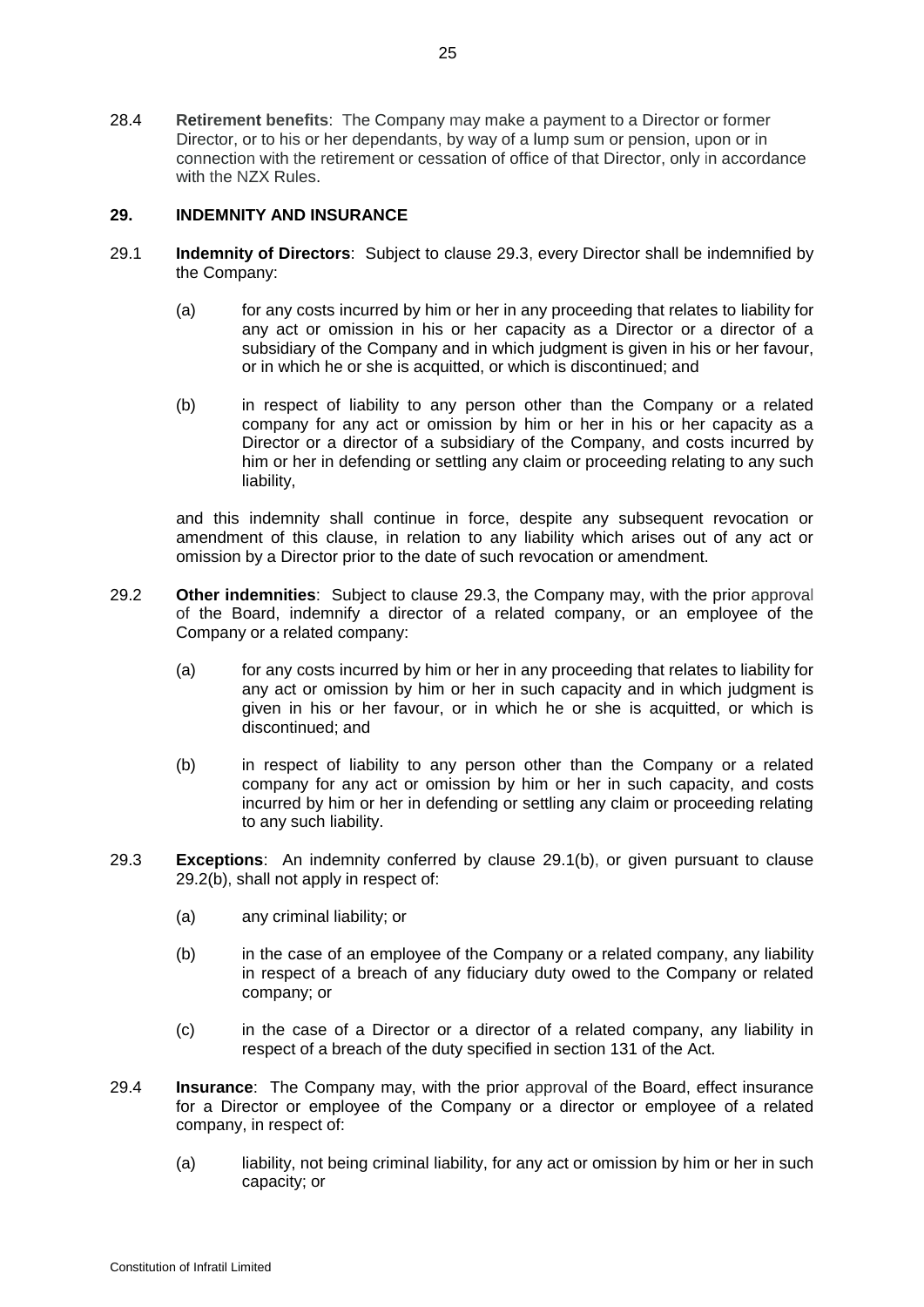28.4 **Retirement benefits**: The Company may make a payment to a Director or former Director, or to his or her dependants, by way of a lump sum or pension, upon or in connection with the retirement or cessation of office of that Director, only in accordance with the NZX Rules.

## 29. INDEMNITY AND INSURANCE

29.1 **Indemnity of Directors**: Subject to clause 29.3, every Director shall be indemnified by the Company:

(a) for any costs incurred by him or her in any proceeding that relates to liability for any act or omission in his or her capacity as a Director or a director of a subsidiary of the Company and in which judgment is given in his or her favour, or in which he or she is acquitted, or which is discontinued; and

(b) in respect of liability to any person other than the Company or a related company for any act or omission by him or her in his or her capacity as a Director or a director of a subsidiary of the Company, and costs incurred by him or her in defending or settling any claim or proceeding relating to any such liability,

and this indemnity shall continue in force, despite any subsequent revocation or amendment of this clause, in relation to any liability which arises out of any act or omission by a Director prior to the date of such revocation or amendment.

29.2 **Other indemnities**: Subject to clause 29.3, the Company may, with the prior approval of the Board, indemnify a director of a related company, or an employee of the Company or a related company:

(a) for any costs incurred by him or her in any proceeding that relates to liability for any act or omission by him or her in such capacity and in which judgment is given in his or her favour, or in which he or she is acquitted, or which is discontinued; and

(b) in respect of liability to any person other than the Company or a related company for any act or omission by him or her in such capacity, and costs incurred by him or her in defending or settling any claim or proceeding relating to any such liability.

29.3 **Exceptions**: An indemnity conferred by clause 29.1(b), or given pursuant to clause 29.2(b), shall not apply in respect of:

(a) any criminal liability; or

(b) in the case of an employee of the Company or a related company, any liability in respect of a breach of any fiduciary duty owed to the Company or related company; or

(c) in the case of a Director or a director of a related company, any liability in respect of a breach of the duty specified in section 131 of the Act.

29.4 **Insurance**: The Company may, with the prior approval of the Board, effect insurance for a Director or employee of the Company or a director or employee of a related company, in respect of:

(a) liability, not being criminal liability, for any act or omission by him or her in such capacity; or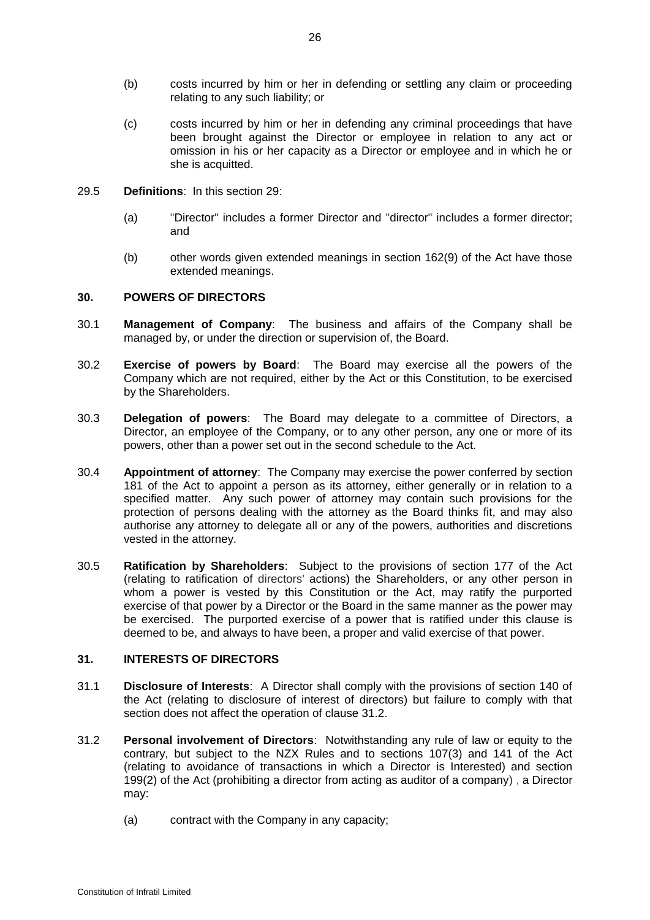(b) costs incurred by him or her in defending or settling any claim or proceeding relating to any such liability; or

(c) costs incurred by him or her in defending any criminal proceedings that have been brought against the Director or employee in relation to any act or omission in his or her capacity as a Director or employee and in which he or she is acquitted.

29.5 **Definitions**: In this section 29:

(a) "Director" includes a former Director and "director" includes a former director; and

(b) other words given extended meanings in section 162(9) of the Act have those extended meanings.

## 30. POWERS OF DIRECTORS

30.1 **Management of Company**: The business and affairs of the Company shall be managed by, or under the direction or supervision of, the Board.

30.2 **Exercise of powers by Board**: The Board may exercise all the powers of the Company which are not required, either by the Act or this Constitution, to be exercised by the Shareholders.

30.3 **Delegation of powers**: The Board may delegate to a committee of Directors, a Director, an employee of the Company, or to any other person, any one or more of its powers, other than a power set out in the second schedule to the Act.

30.4 **Appointment of attorney**: The Company may exercise the power conferred by section 181 of the Act to appoint a person as its attorney, either generally or in relation to a specified matter. Any such power of attorney may contain such provisions for the protection of persons dealing with the attorney as the Board thinks fit, and may also authorise any attorney to delegate all or any of the powers, authorities and discretions vested in the attorney.

30.5 **Ratification by Shareholders**: Subject to the provisions of section 177 of the Act (relating to ratification of directors' actions) the Shareholders, or any other person in whom a power is vested by this Constitution or the Act, may ratify the purported exercise of that power by a Director or the Board in the same manner as the power may be exercised. The purported exercise of a power that is ratified under this clause is deemed to be, and always to have been, a proper and valid exercise of that power.

## 31. INTERESTS OF DIRECTORS

31.1 **Disclosure of Interests**: A Director shall comply with the provisions of section 140 of the Act (relating to disclosure of interest of directors) but failure to comply with that section does not affect the operation of clause 31.2.

31.2 **Personal involvement of Directors**: Notwithstanding any rule of law or equity to the contrary, but subject to the NZX Rules and to sections 107(3) and 141 of the Act (relating to avoidance of transactions in which a Director is Interested) and section 199(2) of the Act (prohibiting a director from acting as auditor of a company) , a Director may:

(a) contract with the Company in any capacity;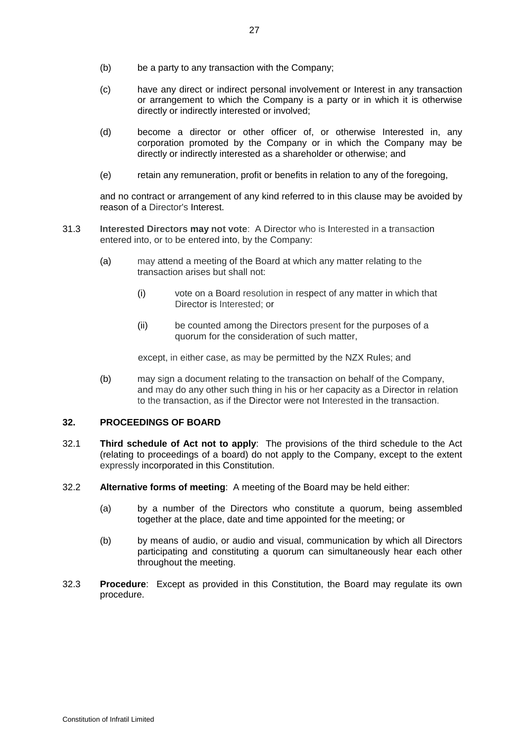(b) be a party to any transaction with the Company;

(c) have any direct or indirect personal involvement or Interest in any transaction or arrangement to which the Company is a party or in which it is otherwise directly or indirectly interested or involved;

(d) become a director or other officer of, or otherwise Interested in, any corporation promoted by the Company or in which the Company may be directly or indirectly interested as a shareholder or otherwise; and

(e) retain any remuneration, profit or benefits in relation to any of the foregoing,

and no contract or arrangement of any kind referred to in this clause may be avoided by reason of a Director's Interest.

31.3 **Interested Directors may not vote**: A Director who is Interested in a transaction entered into, or to be entered into, by the Company:

(a) may attend a meeting of the Board at which any matter relating to the transaction arises but shall not:

(i) vote on a Board resolution in respect of any matter in which that Director is Interested; or

(ii) be counted among the Directors present for the purposes of a quorum for the consideration of such matter,

except, in either case, as may be permitted by the NZX Rules; and

(b) may sign a document relating to the transaction on behalf of the Company, and may do any other such thing in his or her capacity as a Director in relation to the transaction, as if the Director were not Interested in the transaction.

## 32. PROCEEDINGS OF BOARD

32.1 **Third schedule of Act not to apply**: The provisions of the third schedule to the Act (relating to proceedings of a board) do not apply to the Company, except to the extent expressly incorporated in this Constitution.

32.2 **Alternative forms of meeting**: A meeting of the Board may be held either:

(a) by a number of the Directors who constitute a quorum, being assembled together at the place, date and time appointed for the meeting; or

(b) by means of audio, or audio and visual, communication by which all Directors participating and constituting a quorum can simultaneously hear each other throughout the meeting.

32.3 **Procedure**: Except as provided in this Constitution, the Board may regulate its own procedure.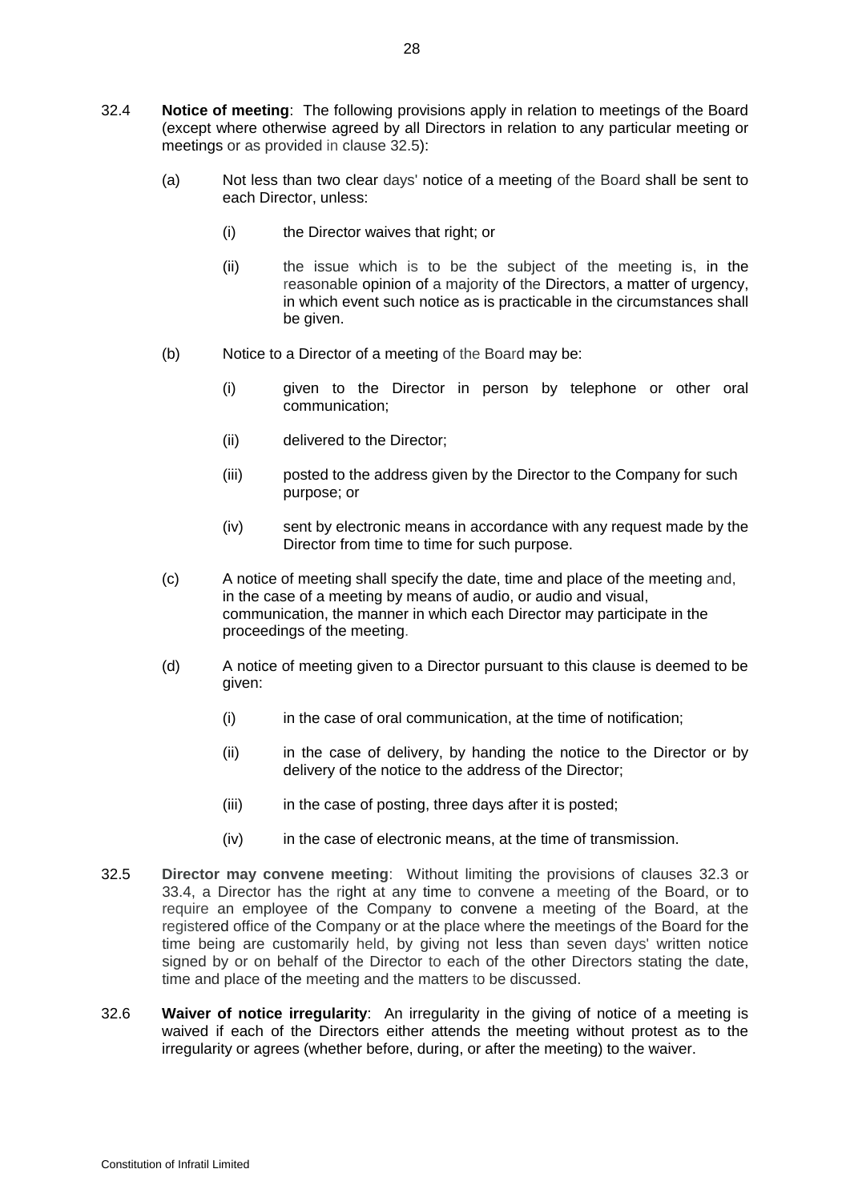32.4 **Notice of meeting**: The following provisions apply in relation to meetings of the Board (except where otherwise agreed by all Directors in relation to any particular meeting or meetings or as provided in clause 32.5):

(a) Not less than two clear days' notice of a meeting of the Board shall be sent to each Director, unless:

(i) the Director waives that right; or

(ii) the issue which is to be the subject of the meeting is, in the reasonable opinion of a majority of the Directors, a matter of urgency, in which event such notice as is practicable in the circumstances shall be given.

(b) Notice to a Director of a meeting of the Board may be:

(i) given to the Director in person by telephone or other oral communication;

(ii) delivered to the Director;

(iii) posted to the address given by the Director to the Company for such purpose; or

(iv) sent by electronic means in accordance with any request made by the Director from time to time for such purpose.

(c) A notice of meeting shall specify the date, time and place of the meeting and, in the case of a meeting by means of audio, or audio and visual, communication, the manner in which each Director may participate in the proceedings of the meeting.

(d) A notice of meeting given to a Director pursuant to this clause is deemed to be given:

(i) in the case of oral communication, at the time of notification;

(ii) in the case of delivery, by handing the notice to the Director or by delivery of the notice to the address of the Director;

(iii) in the case of posting, three days after it is posted;

(iv) in the case of electronic means, at the time of transmission.

32.5 **Director may convene meeting**: Without limiting the provisions of clauses 32.3 or 33.4, a Director has the right at any time to convene a meeting of the Board, or to require an employee of the Company to convene a meeting of the Board, at the registered office of the Company or at the place where the meetings of the Board for the time being are customarily held, by giving not less than seven days' written notice signed by or on behalf of the Director to each of the other Directors stating the date, time and place of the meeting and the matters to be discussed.

32.6 **Waiver of notice irregularity**: An irregularity in the giving of notice of a meeting is waived if each of the Directors either attends the meeting without protest as to the irregularity or agrees (whether before, during, or after the meeting) to the waiver.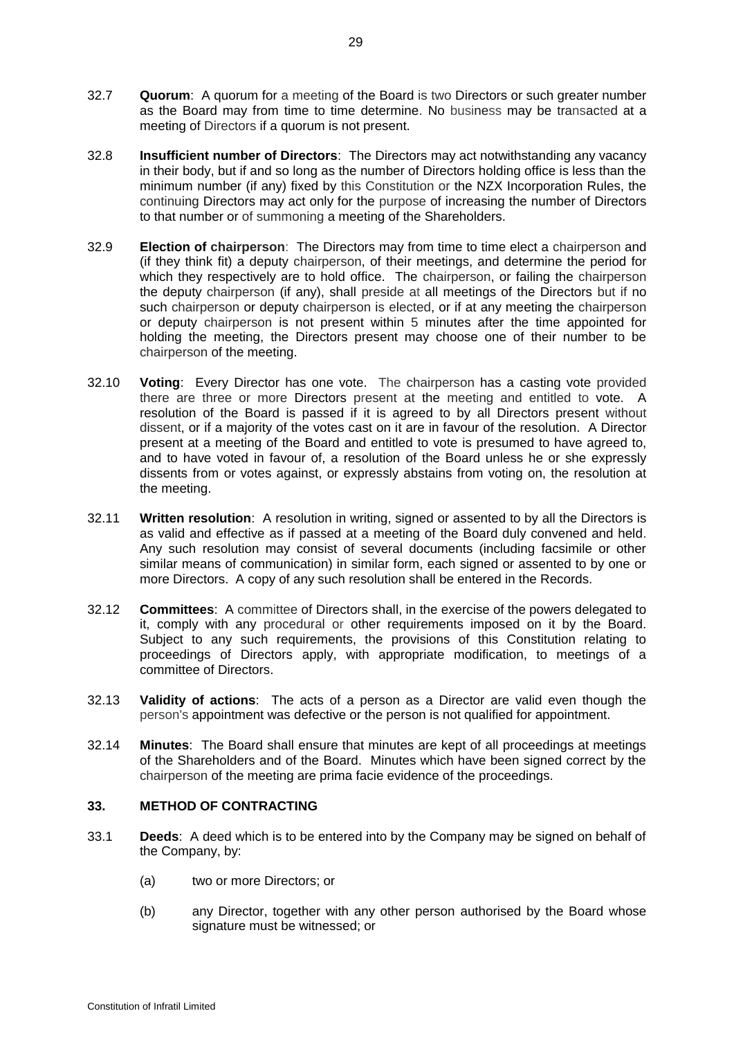32.7 **Quorum**: A quorum for a meeting of the Board is two Directors or such greater number as the Board may from time to time determine. No business may be transacted at a meeting of Directors if a quorum is not present.

32.8 **Insufficient number of Directors**: The Directors may act notwithstanding any vacancy in their body, but if and so long as the number of Directors holding office is less than the minimum number (if any) fixed by this Constitution or the NZX Incorporation Rules, the continuing Directors may act only for the purpose of increasing the number of Directors to that number or of summoning a meeting of the Shareholders.

32.9 **Election of chairperson**: The Directors may from time to time elect a chairperson and (if they think fit) a deputy chairperson, of their meetings, and determine the period for which they respectively are to hold office. The chairperson, or failing the chairperson the deputy chairperson (if any), shall preside at all meetings of the Directors but if no such chairperson or deputy chairperson is elected, or if at any meeting the chairperson or deputy chairperson is not present within 5 minutes after the time appointed for holding the meeting, the Directors present may choose one of their number to be chairperson of the meeting.

32.10 **Voting**: Every Director has one vote. The chairperson has a casting vote provided there are three or more Directors present at the meeting and entitled to vote. A resolution of the Board is passed if it is agreed to by all Directors present without dissent, or if a majority of the votes cast on it are in favour of the resolution. A Director present at a meeting of the Board and entitled to vote is presumed to have agreed to, and to have voted in favour of, a resolution of the Board unless he or she expressly dissents from or votes against, or expressly abstains from voting on, the resolution at the meeting.

32.11 **Written resolution**: A resolution in writing, signed or assented to by all the Directors is as valid and effective as if passed at a meeting of the Board duly convened and held. Any such resolution may consist of several documents (including facsimile or other similar means of communication) in similar form, each signed or assented to by one or more Directors. A copy of any such resolution shall be entered in the Records.

32.12 **Committees**: A committee of Directors shall, in the exercise of the powers delegated to it, comply with any procedural or other requirements imposed on it by the Board. Subject to any such requirements, the provisions of this Constitution relating to proceedings of Directors apply, with appropriate modification, to meetings of a committee of Directors.

32.13 **Validity of actions**: The acts of a person as a Director are valid even though the person's appointment was defective or the person is not qualified for appointment.

32.14 **Minutes**: The Board shall ensure that minutes are kept of all proceedings at meetings of the Shareholders and of the Board. Minutes which have been signed correct by the chairperson of the meeting are prima facie evidence of the proceedings.

## 33. METHOD OF CONTRACTING

33.1 **Deeds**: A deed which is to be entered into by the Company may be signed on behalf of the Company, by:

(a) two or more Directors; or

(b) any Director, together with any other person authorised by the Board whose signature must be witnessed; or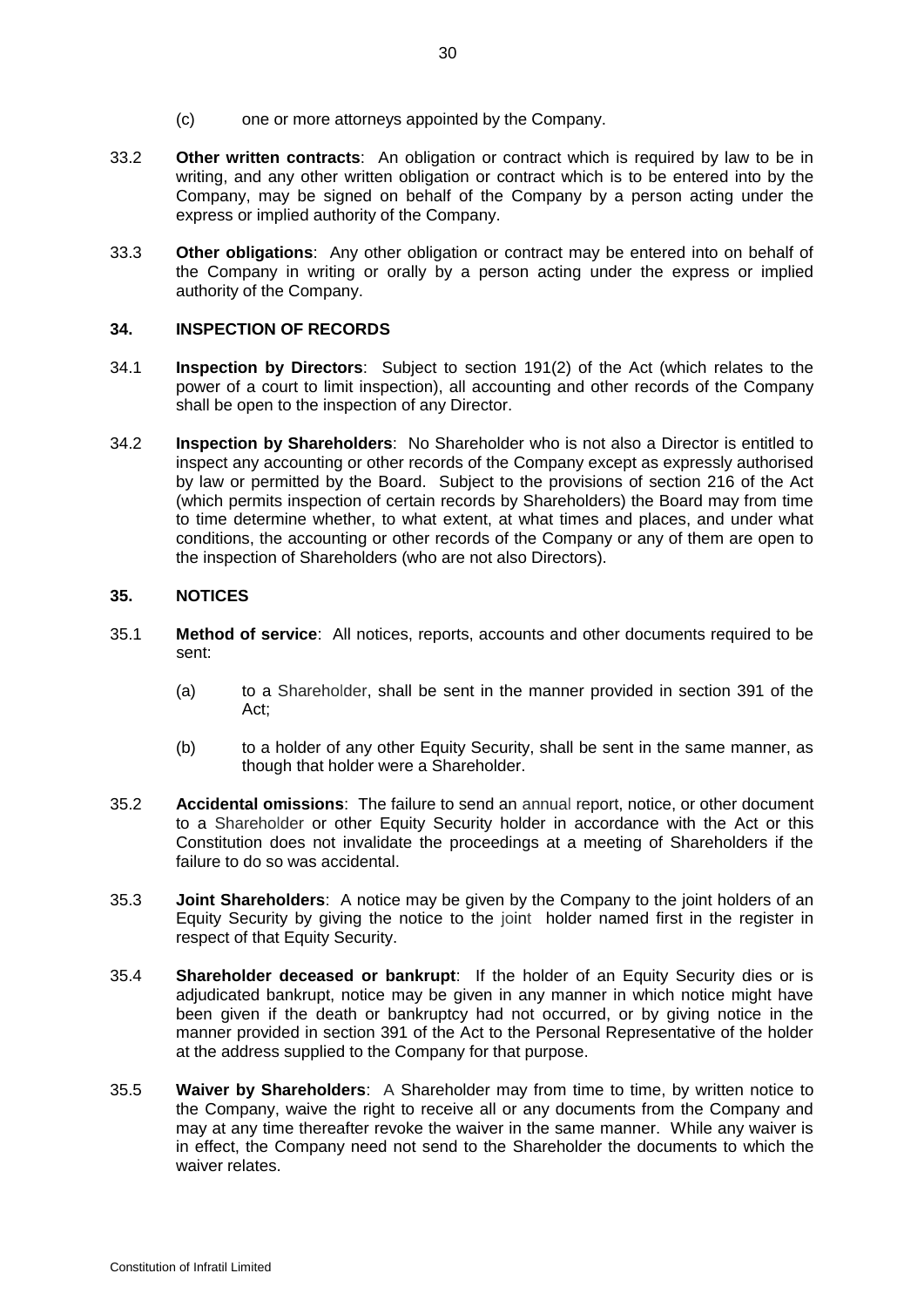(c) one or more attorneys appointed by the Company.

33.2 **Other written contracts**: An obligation or contract which is required by law to be in writing, and any other written obligation or contract which is to be entered into by the Company, may be signed on behalf of the Company by a person acting under the express or implied authority of the Company.

33.3 **Other obligations**: Any other obligation or contract may be entered into on behalf of the Company in writing or orally by a person acting under the express or implied authority of the Company.

## 34. INSPECTION OF RECORDS

34.1 **Inspection by Directors**: Subject to section 191(2) of the Act (which relates to the power of a court to limit inspection), all accounting and other records of the Company shall be open to the inspection of any Director.

34.2 **Inspection by Shareholders**: No Shareholder who is not also a Director is entitled to inspect any accounting or other records of the Company except as expressly authorised by law or permitted by the Board. Subject to the provisions of section 216 of the Act (which permits inspection of certain records by Shareholders) the Board may from time to time determine whether, to what extent, at what times and places, and under what conditions, the accounting or other records of the Company or any of them are open to the inspection of Shareholders (who are not also Directors).

## 35. NOTICES

35.1 **Method of service**: All notices, reports, accounts and other documents required to be sent:

(a) to a Shareholder, shall be sent in the manner provided in section 391 of the Act;

(b) to a holder of any other Equity Security, shall be sent in the same manner, as though that holder were a Shareholder.

35.2 **Accidental omissions**: The failure to send an annual report, notice, or other document to a Shareholder or other Equity Security holder in accordance with the Act or this Constitution does not invalidate the proceedings at a meeting of Shareholders if the failure to do so was accidental.

35.3 **Joint Shareholders**: A notice may be given by the Company to the joint holders of an Equity Security by giving the notice to the joint holder named first in the register in respect of that Equity Security.

35.4 **Shareholder deceased or bankrupt**: If the holder of an Equity Security dies or is adjudicated bankrupt, notice may be given in any manner in which notice might have been given if the death or bankruptcy had not occurred, or by giving notice in the manner provided in section 391 of the Act to the Personal Representative of the holder at the address supplied to the Company for that purpose.

35.5 **Waiver by Shareholders**: A Shareholder may from time to time, by written notice to the Company, waive the right to receive all or any documents from the Company and may at any time thereafter revoke the waiver in the same manner. While any waiver is in effect, the Company need not send to the Shareholder the documents to which the waiver relates.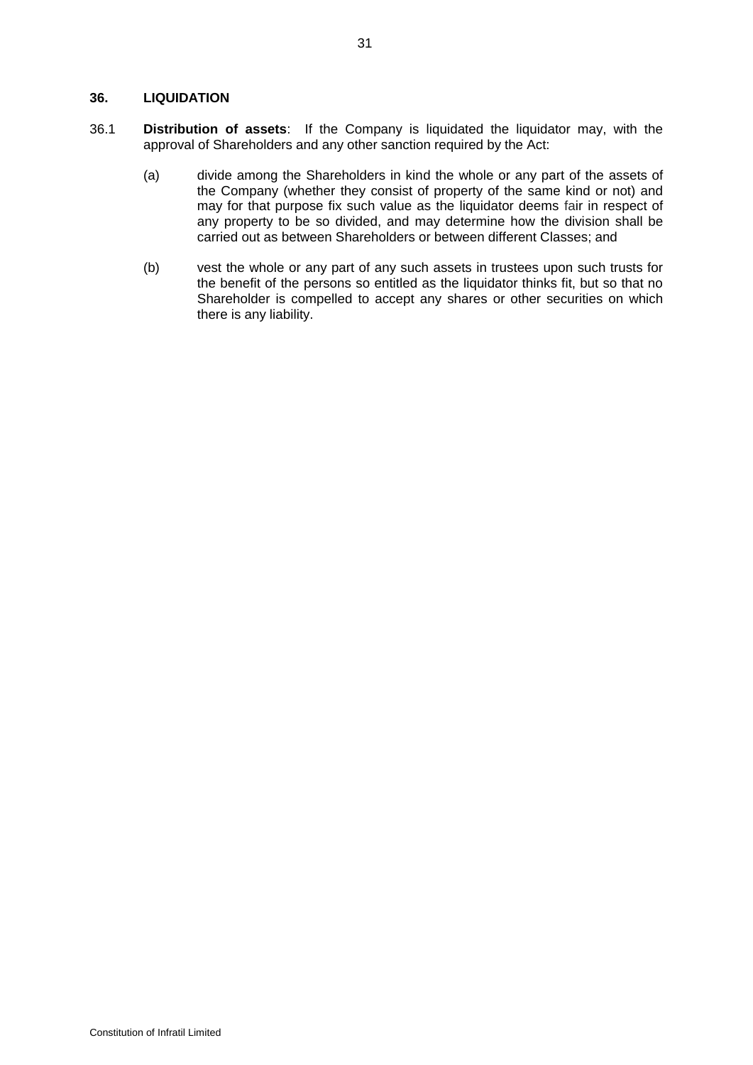## 36. LIQUIDATION

36.1 **Distribution of assets**: If the Company is liquidated the liquidator may, with the approval of Shareholders and any other sanction required by the Act:

(a) divide among the Shareholders in kind the whole or any part of the assets of the Company (whether they consist of property of the same kind or not) and may for that purpose fix such value as the liquidator deems fair in respect of any property to be so divided, and may determine how the division shall be carried out as between Shareholders or between different Classes; and

(b) vest the whole or any part of any such assets in trustees upon such trusts for the benefit of the persons so entitled as the liquidator thinks fit, but so that no Shareholder is compelled to accept any shares or other securities on which there is any liability.